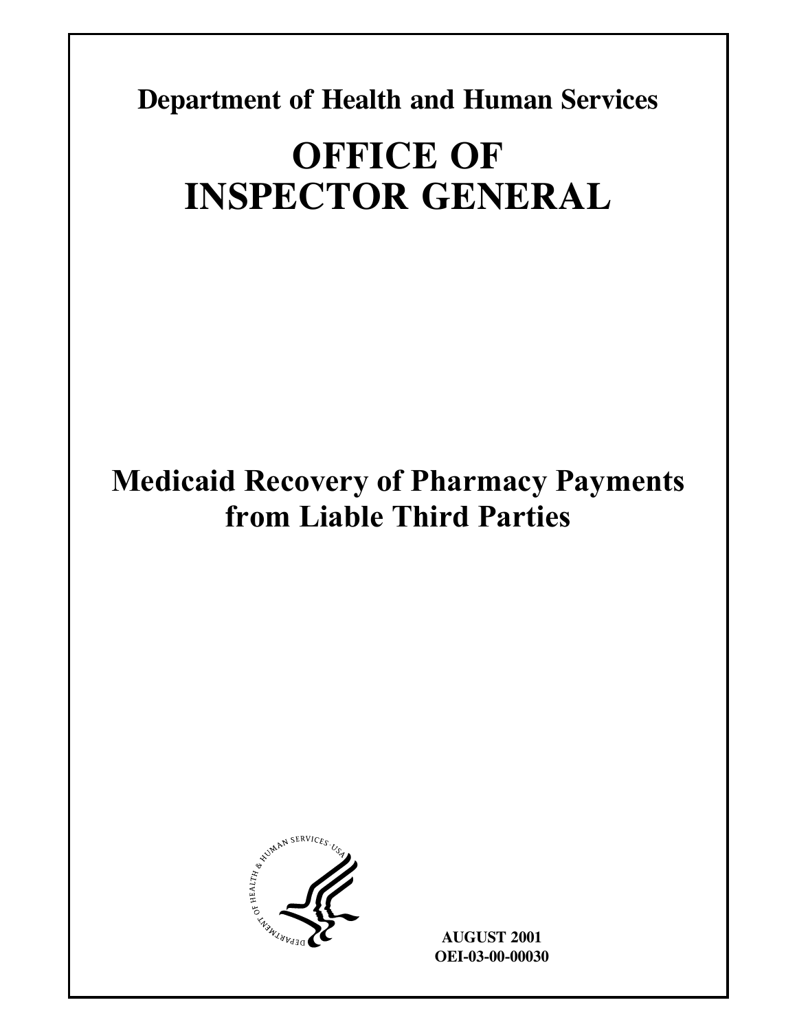**Department of Health and Human Services**

# OFFICE OF INSPECTOR GENERAL

## Medicaid Recovery of Pharmacy Payments from Liable Third Parties

**AUGUST 2001**
**OEI-03-00-00030**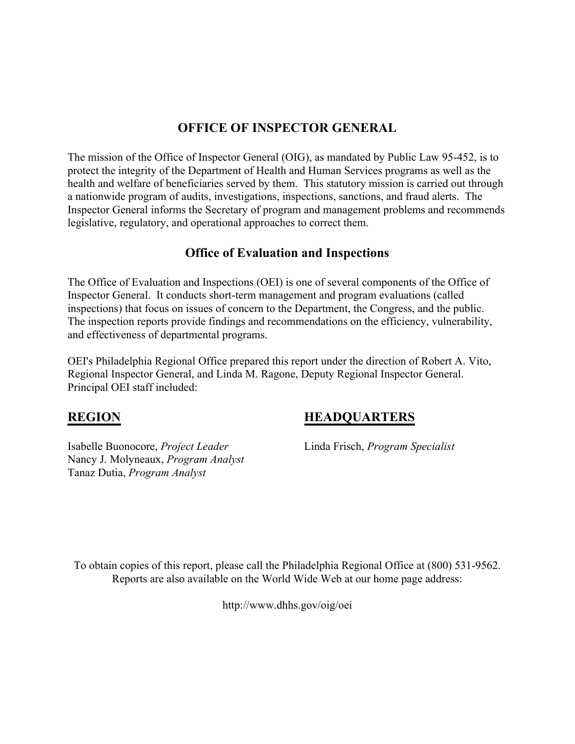# OFFICE OF INSPECTOR GENERAL

The mission of the Office of Inspector General (OIG), as mandated by Public Law 95-452, is to protect the integrity of the Department of Health and Human Services programs as well as the health and welfare of beneficiaries served by them. This statutory mission is carried out through a nationwide program of audits, investigations, inspections, sanctions, and fraud alerts. The Inspector General informs the Secretary of program and management problems and recommends legislative, regulatory, and operational approaches to correct them.

## Office of Evaluation and Inspections

The Office of Evaluation and Inspections (OEI) is one of several components of the Office of Inspector General. It conducts short-term management and program evaluations (called inspections) that focus on issues of concern to the Department, the Congress, and the public. The inspection reports provide findings and recommendations on the efficiency, vulnerability, and effectiveness of departmental programs.

OEI's Philadelphia Regional Office prepared this report under the direction of Robert A. Vito, Regional Inspector General, and Linda M. Ragone, Deputy Regional Inspector General. Principal OEI staff included:

**REGION**

Isabelle Buonocore, *Project Leader*
Nancy J. Molyneaux, *Program Analyst*
Tanaz Dutia, *Program Analyst*

**HEADQUARTERS**

Linda Frisch, *Program Specialist*

To obtain copies of this report, please call the Philadelphia Regional Office at (800) 531-9562. Reports are also available on the World Wide Web at our home page address:

http://www.dhhs.gov/oig/oei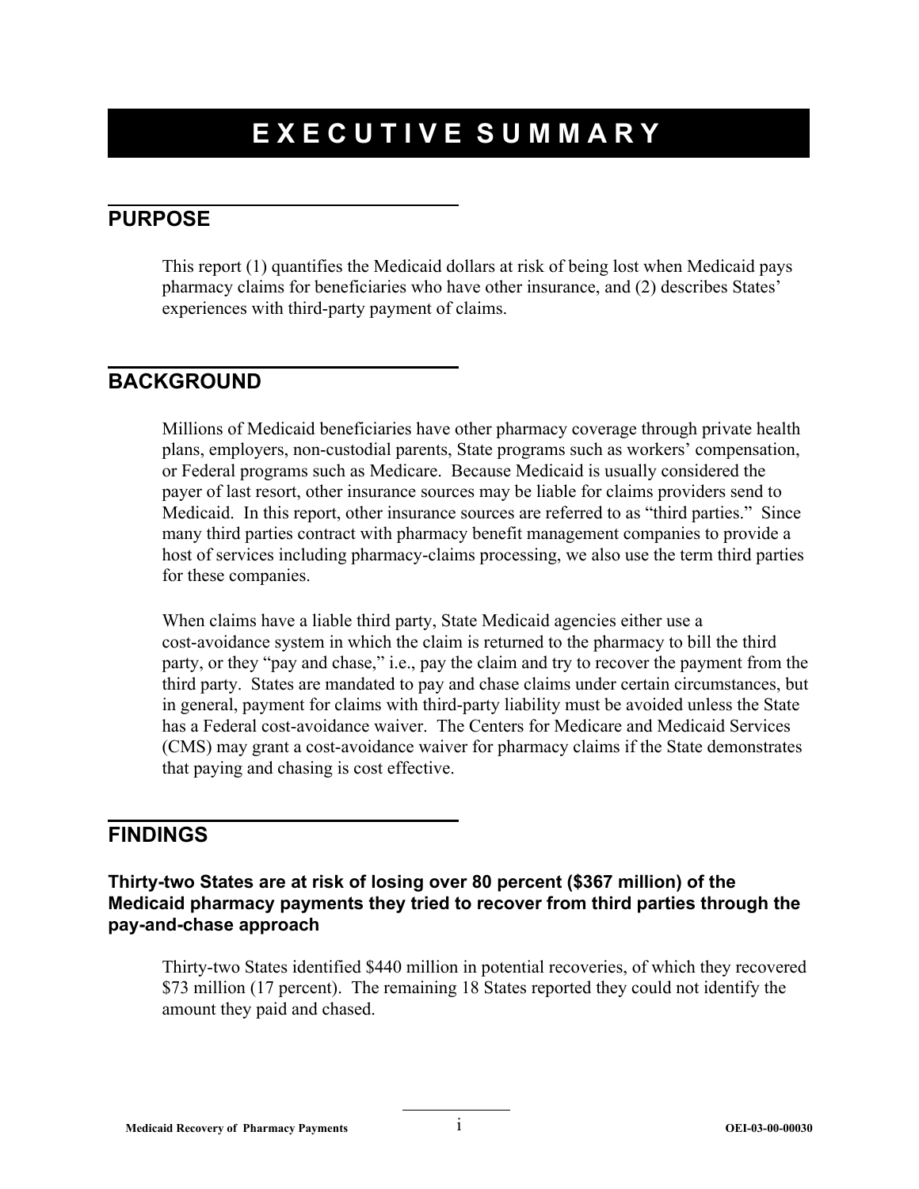# EXECUTIVE SUMMARY

## PURPOSE

This report (1) quantifies the Medicaid dollars at risk of being lost when Medicaid pays pharmacy claims for beneficiaries who have other insurance, and (2) describes States' experiences with third-party payment of claims.

## BACKGROUND

Millions of Medicaid beneficiaries have other pharmacy coverage through private health plans, employers, non-custodial parents, State programs such as workers' compensation, or Federal programs such as Medicare. Because Medicaid is usually considered the payer of last resort, other insurance sources may be liable for claims providers send to Medicaid. In this report, other insurance sources are referred to as "third parties." Since many third parties contract with pharmacy benefit management companies to provide a host of services including pharmacy-claims processing, we also use the term third parties for these companies.

When claims have a liable third party, State Medicaid agencies either use a cost-avoidance system in which the claim is returned to the pharmacy to bill the third party, or they "pay and chase," i.e., pay the claim and try to recover the payment from the third party. States are mandated to pay and chase claims under certain circumstances, but in general, payment for claims with third-party liability must be avoided unless the State has a Federal cost-avoidance waiver. The Centers for Medicare and Medicaid Services (CMS) may grant a cost-avoidance waiver for pharmacy claims if the State demonstrates that paying and chasing is cost effective.

## FINDINGS

### Thirty-two States are at risk of losing over 80 percent ($367 million) of the Medicaid pharmacy payments they tried to recover from third parties through the pay-and-chase approach

Thirty-two States identified $440 million in potential recoveries, of which they recovered $73 million (17 percent). The remaining 18 States reported they could not identify the amount they paid and chased.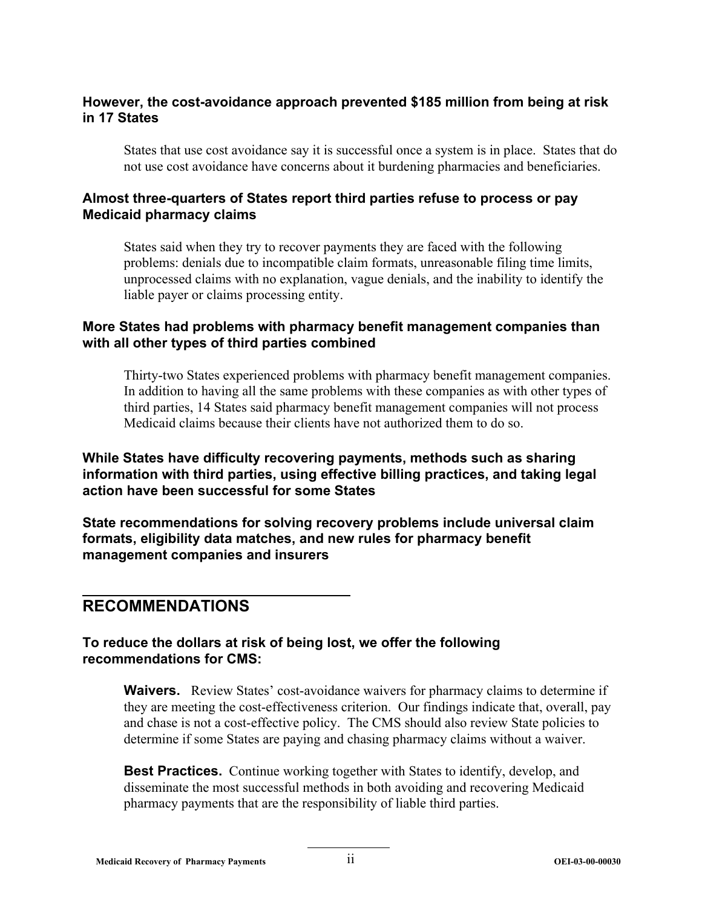### However, the cost-avoidance approach prevented $185 million from being at risk in 17 States

States that use cost avoidance say it is successful once a system is in place. States that do not use cost avoidance have concerns about it burdening pharmacies and beneficiaries.

### Almost three-quarters of States report third parties refuse to process or pay Medicaid pharmacy claims

States said when they try to recover payments they are faced with the following problems: denials due to incompatible claim formats, unreasonable filing time limits, unprocessed claims with no explanation, vague denials, and the inability to identify the liable payer or claims processing entity.

### More States had problems with pharmacy benefit management companies than with all other types of third parties combined

Thirty-two States experienced problems with pharmacy benefit management companies. In addition to having all the same problems with these companies as with other types of third parties, 14 States said pharmacy benefit management companies will not process Medicaid claims because their clients have not authorized them to do so.

### While States have difficulty recovering payments, methods such as sharing information with third parties, using effective billing practices, and taking legal action have been successful for some States

### State recommendations for solving recovery problems include universal claim formats, eligibility data matches, and new rules for pharmacy benefit management companies and insurers

## RECOMMENDATIONS

### To reduce the dollars at risk of being lost, we offer the following recommendations for CMS:

**Waivers.** Review States' cost-avoidance waivers for pharmacy claims to determine if they are meeting the cost-effectiveness criterion. Our findings indicate that, overall, pay and chase is not a cost-effective policy. The CMS should also review State policies to determine if some States are paying and chasing pharmacy claims without a waiver.

**Best Practices.** Continue working together with States to identify, develop, and disseminate the most successful methods in both avoiding and recovering Medicaid pharmacy payments that are the responsibility of liable third parties.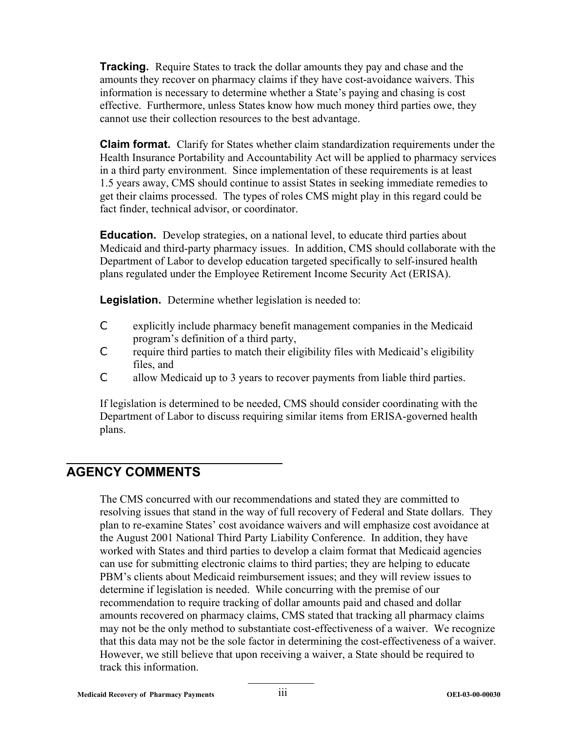**Tracking.** Require States to track the dollar amounts they pay and chase and the amounts they recover on pharmacy claims if they have cost-avoidance waivers. This information is necessary to determine whether a State's paying and chasing is cost effective. Furthermore, unless States know how much money third parties owe, they cannot use their collection resources to the best advantage.

**Claim format.** Clarify for States whether claim standardization requirements under the Health Insurance Portability and Accountability Act will be applied to pharmacy services in a third party environment. Since implementation of these requirements is at least 1.5 years away, CMS should continue to assist States in seeking immediate remedies to get their claims processed. The types of roles CMS might play in this regard could be fact finder, technical advisor, or coordinator.

**Education.** Develop strategies, on a national level, to educate third parties about Medicaid and third-party pharmacy issues. In addition, CMS should collaborate with the Department of Labor to develop education targeted specifically to self-insured health plans regulated under the Employee Retirement Income Security Act (ERISA).

**Legislation.** Determine whether legislation is needed to:

- explicitly include pharmacy benefit management companies in the Medicaid program's definition of a third party,
- require third parties to match their eligibility files with Medicaid's eligibility files, and
- allow Medicaid up to 3 years to recover payments from liable third parties.

If legislation is determined to be needed, CMS should consider coordinating with the Department of Labor to discuss requiring similar items from ERISA-governed health plans.

## AGENCY COMMENTS

The CMS concurred with our recommendations and stated they are committed to resolving issues that stand in the way of full recovery of Federal and State dollars. They plan to re-examine States' cost avoidance waivers and will emphasize cost avoidance at the August 2001 National Third Party Liability Conference. In addition, they have worked with States and third parties to develop a claim format that Medicaid agencies can use for submitting electronic claims to third parties; they are helping to educate PBM's clients about Medicaid reimbursement issues; and they will review issues to determine if legislation is needed. While concurring with the premise of our recommendation to require tracking of dollar amounts paid and chased and dollar amounts recovered on pharmacy claims, CMS stated that tracking all pharmacy claims may not be the only method to substantiate cost-effectiveness of a waiver. We recognize that this data may not be the sole factor in determining the cost-effectiveness of a waiver. However, we still believe that upon receiving a waiver, a State should be required to track this information.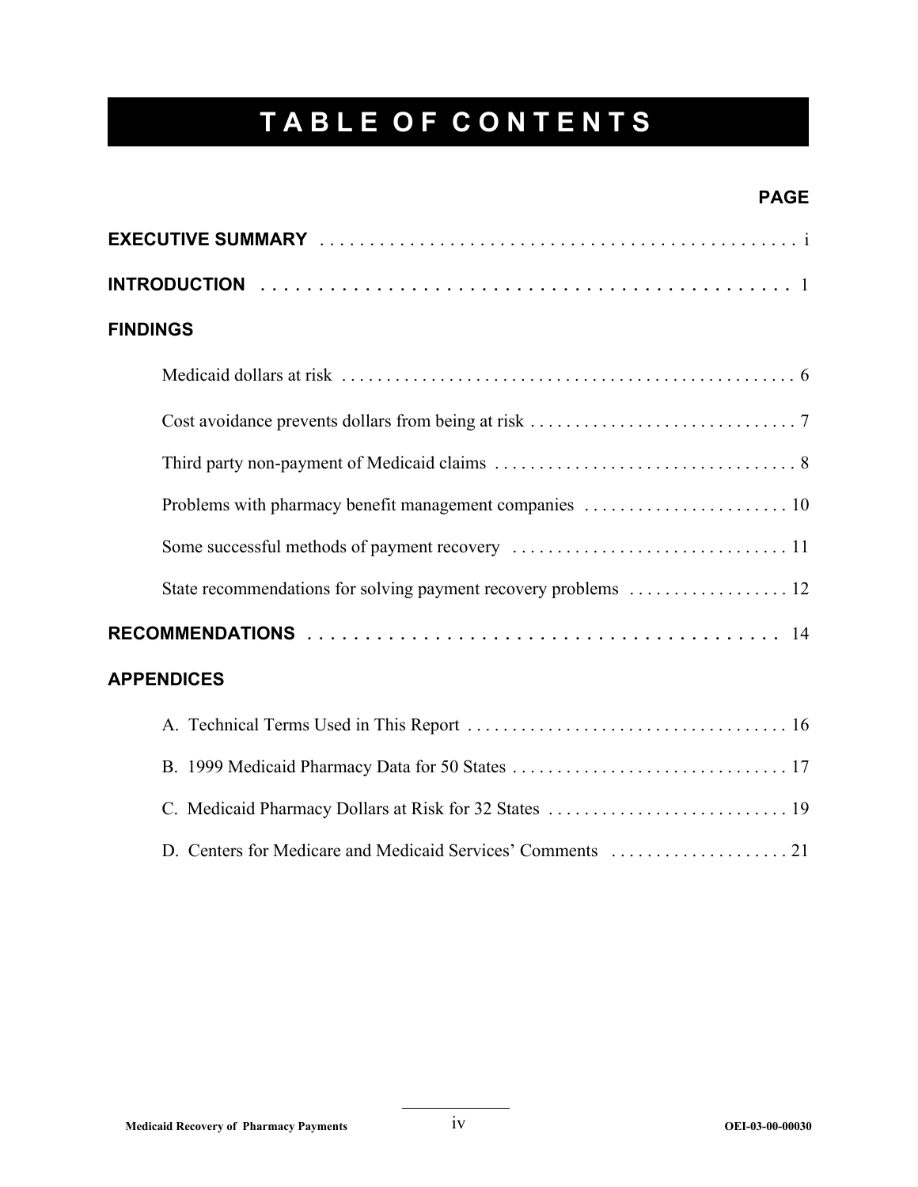# TABLE OF CONTENTS

**PAGE**

**EXECUTIVE SUMMARY** . . . . . . . . . . . . . . . . . . . . . . . . . . . . . . . . . . . . . . . . . . . . . . . . i

**INTRODUCTION** . . . . . . . . . . . . . . . . . . . . . . . . . . . . . . . . . . . . . . . . . . . . . . . . 1

**FINDINGS**

Medicaid dollars at risk . . . . . . . . . . . . . . . . . . . . . . . . . . . . . . . . . . . . . . . . . . . . . . . . . 6

Cost avoidance prevents dollars from being at risk . . . . . . . . . . . . . . . . . . . . . . . . . . . . . 7

Third party non-payment of Medicaid claims . . . . . . . . . . . . . . . . . . . . . . . . . . . . . . . . . 8

Problems with pharmacy benefit management companies . . . . . . . . . . . . . . . . . . . . . . . 10

Some successful methods of payment recovery . . . . . . . . . . . . . . . . . . . . . . . . . . . . . . 11

State recommendations for solving payment recovery problems . . . . . . . . . . . . . . . . . . 12

**RECOMMENDATIONS** . . . . . . . . . . . . . . . . . . . . . . . . . . . . . . . . . . . . . . . . . . . . 14

**APPENDICES**

A. Technical Terms Used in This Report . . . . . . . . . . . . . . . . . . . . . . . . . . . . . . . . . . . 16

B. 1999 Medicaid Pharmacy Data for 50 States . . . . . . . . . . . . . . . . . . . . . . . . . . . . . . 17

C. Medicaid Pharmacy Dollars at Risk for 32 States . . . . . . . . . . . . . . . . . . . . . . . . . . 19

D. Centers for Medicare and Medicaid Services' Comments . . . . . . . . . . . . . . . . . . . . 21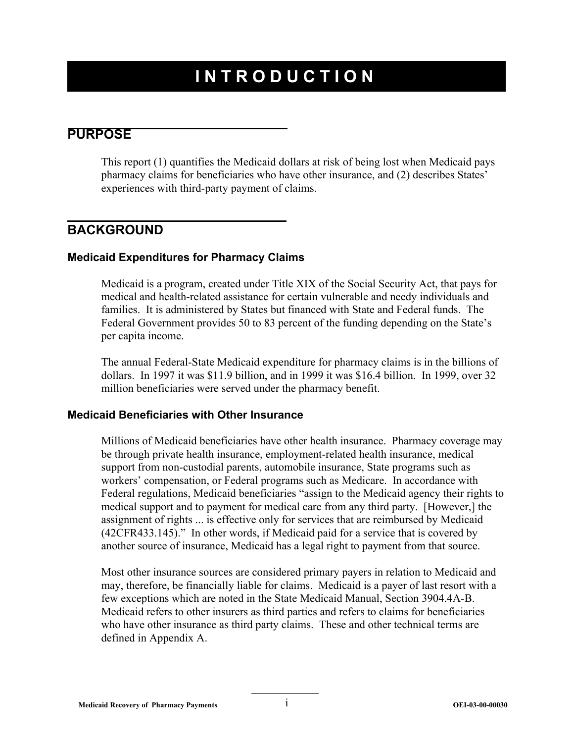# INTRODUCTION

## PURPOSE

This report (1) quantifies the Medicaid dollars at risk of being lost when Medicaid pays pharmacy claims for beneficiaries who have other insurance, and (2) describes States' experiences with third-party payment of claims.

## BACKGROUND

### Medicaid Expenditures for Pharmacy Claims

Medicaid is a program, created under Title XIX of the Social Security Act, that pays for medical and health-related assistance for certain vulnerable and needy individuals and families. It is administered by States but financed with State and Federal funds. The Federal Government provides 50 to 83 percent of the funding depending on the State's per capita income.

The annual Federal-State Medicaid expenditure for pharmacy claims is in the billions of dollars. In 1997 it was $11.9 billion, and in 1999 it was $16.4 billion. In 1999, over 32 million beneficiaries were served under the pharmacy benefit.

### Medicaid Beneficiaries with Other Insurance

Millions of Medicaid beneficiaries have other health insurance. Pharmacy coverage may be through private health insurance, employment-related health insurance, medical support from non-custodial parents, automobile insurance, State programs such as workers' compensation, or Federal programs such as Medicare. In accordance with Federal regulations, Medicaid beneficiaries "assign to the Medicaid agency their rights to medical support and to payment for medical care from any third party. [However,] the assignment of rights ... is effective only for services that are reimbursed by Medicaid (42CFR433.145)." In other words, if Medicaid paid for a service that is covered by another source of insurance, Medicaid has a legal right to payment from that source.

Most other insurance sources are considered primary payers in relation to Medicaid and may, therefore, be financially liable for claims. Medicaid is a payer of last resort with a few exceptions which are noted in the State Medicaid Manual, Section 3904.4A-B. Medicaid refers to other insurers as third parties and refers to claims for beneficiaries who have other insurance as third party claims. These and other technical terms are defined in Appendix A.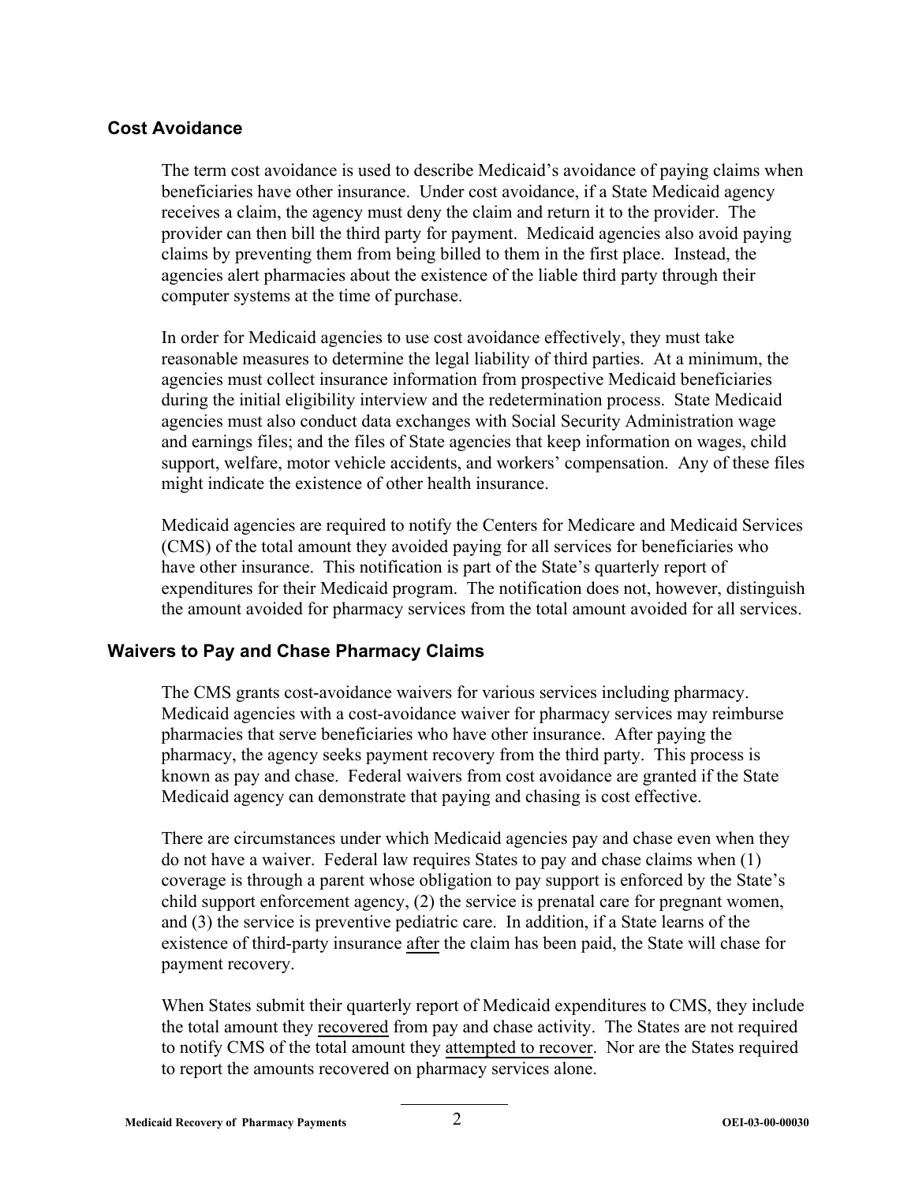## Cost Avoidance

The term cost avoidance is used to describe Medicaid's avoidance of paying claims when beneficiaries have other insurance. Under cost avoidance, if a State Medicaid agency receives a claim, the agency must deny the claim and return it to the provider. The provider can then bill the third party for payment. Medicaid agencies also avoid paying claims by preventing them from being billed to them in the first place. Instead, the agencies alert pharmacies about the existence of the liable third party through their computer systems at the time of purchase.

In order for Medicaid agencies to use cost avoidance effectively, they must take reasonable measures to determine the legal liability of third parties. At a minimum, the agencies must collect insurance information from prospective Medicaid beneficiaries during the initial eligibility interview and the redetermination process. State Medicaid agencies must also conduct data exchanges with Social Security Administration wage and earnings files; and the files of State agencies that keep information on wages, child support, welfare, motor vehicle accidents, and workers' compensation. Any of these files might indicate the existence of other health insurance.

Medicaid agencies are required to notify the Centers for Medicare and Medicaid Services (CMS) of the total amount they avoided paying for all services for beneficiaries who have other insurance. This notification is part of the State's quarterly report of expenditures for their Medicaid program. The notification does not, however, distinguish the amount avoided for pharmacy services from the total amount avoided for all services.

## Waivers to Pay and Chase Pharmacy Claims

The CMS grants cost-avoidance waivers for various services including pharmacy. Medicaid agencies with a cost-avoidance waiver for pharmacy services may reimburse pharmacies that serve beneficiaries who have other insurance. After paying the pharmacy, the agency seeks payment recovery from the third party. This process is known as pay and chase. Federal waivers from cost avoidance are granted if the State Medicaid agency can demonstrate that paying and chasing is cost effective.

There are circumstances under which Medicaid agencies pay and chase even when they do not have a waiver. Federal law requires States to pay and chase claims when (1) coverage is through a parent whose obligation to pay support is enforced by the State's child support enforcement agency, (2) the service is prenatal care for pregnant women, and (3) the service is preventive pediatric care. In addition, if a State learns of the existence of third-party insurance after the claim has been paid, the State will chase for payment recovery.

When States submit their quarterly report of Medicaid expenditures to CMS, they include the total amount they recovered from pay and chase activity. The States are not required to notify CMS of the total amount they attempted to recover. Nor are the States required to report the amounts recovered on pharmacy services alone.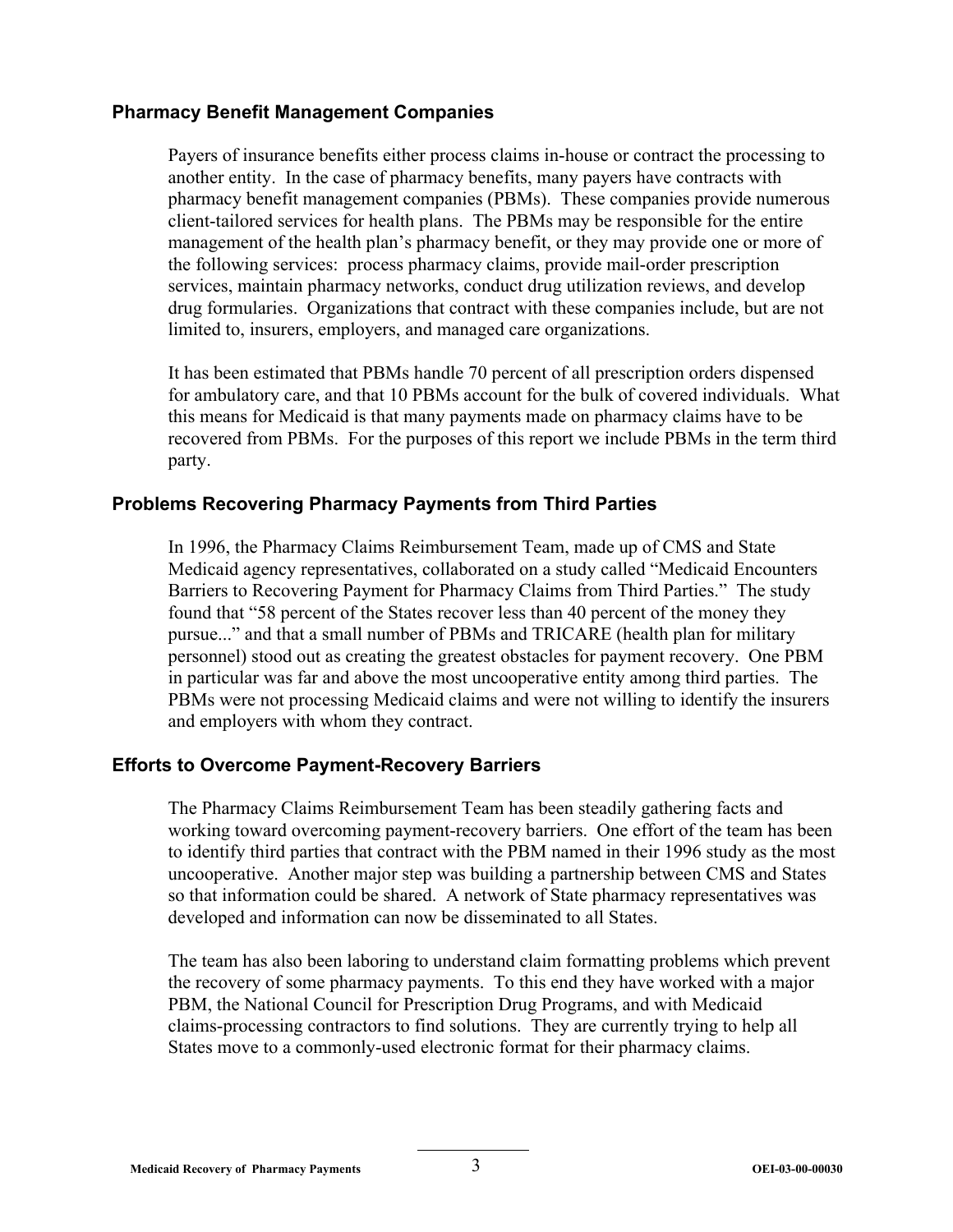### Pharmacy Benefit Management Companies

Payers of insurance benefits either process claims in-house or contract the processing to another entity. In the case of pharmacy benefits, many payers have contracts with pharmacy benefit management companies (PBMs). These companies provide numerous client-tailored services for health plans. The PBMs may be responsible for the entire management of the health plan's pharmacy benefit, or they may provide one or more of the following services: process pharmacy claims, provide mail-order prescription services, maintain pharmacy networks, conduct drug utilization reviews, and develop drug formularies. Organizations that contract with these companies include, but are not limited to, insurers, employers, and managed care organizations.

It has been estimated that PBMs handle 70 percent of all prescription orders dispensed for ambulatory care, and that 10 PBMs account for the bulk of covered individuals. What this means for Medicaid is that many payments made on pharmacy claims have to be recovered from PBMs. For the purposes of this report we include PBMs in the term third party.

### Problems Recovering Pharmacy Payments from Third Parties

In 1996, the Pharmacy Claims Reimbursement Team, made up of CMS and State Medicaid agency representatives, collaborated on a study called "Medicaid Encounters Barriers to Recovering Payment for Pharmacy Claims from Third Parties." The study found that "58 percent of the States recover less than 40 percent of the money they pursue..." and that a small number of PBMs and TRICARE (health plan for military personnel) stood out as creating the greatest obstacles for payment recovery. One PBM in particular was far and above the most uncooperative entity among third parties. The PBMs were not processing Medicaid claims and were not willing to identify the insurers and employers with whom they contract.

### Efforts to Overcome Payment-Recovery Barriers

The Pharmacy Claims Reimbursement Team has been steadily gathering facts and working toward overcoming payment-recovery barriers. One effort of the team has been to identify third parties that contract with the PBM named in their 1996 study as the most uncooperative. Another major step was building a partnership between CMS and States so that information could be shared. A network of State pharmacy representatives was developed and information can now be disseminated to all States.

The team has also been laboring to understand claim formatting problems which prevent the recovery of some pharmacy payments. To this end they have worked with a major PBM, the National Council for Prescription Drug Programs, and with Medicaid claims-processing contractors to find solutions. They are currently trying to help all States move to a commonly-used electronic format for their pharmacy claims.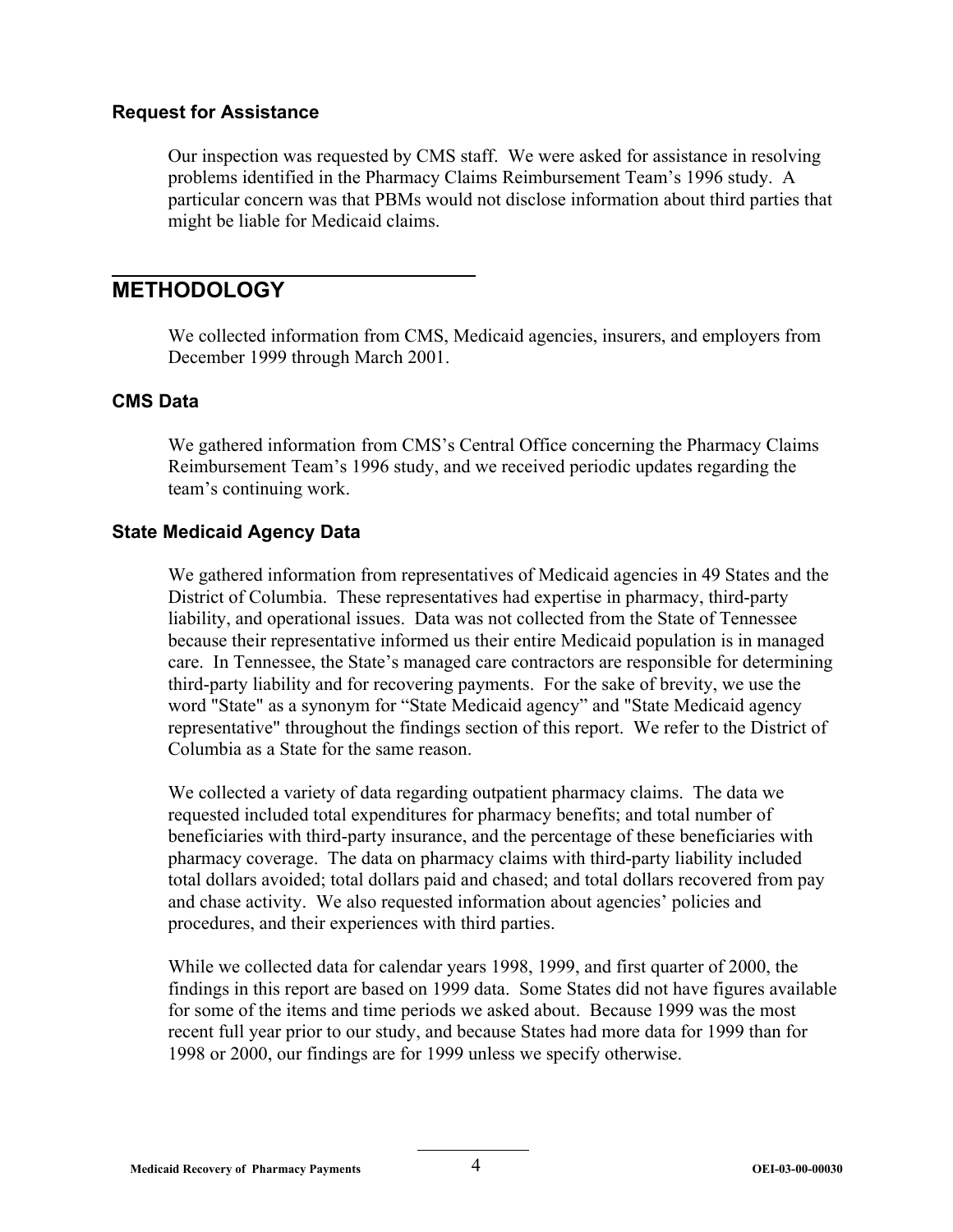### Request for Assistance

Our inspection was requested by CMS staff. We were asked for assistance in resolving problems identified in the Pharmacy Claims Reimbursement Team's 1996 study. A particular concern was that PBMs would not disclose information about third parties that might be liable for Medicaid claims.

## METHODOLOGY

We collected information from CMS, Medicaid agencies, insurers, and employers from December 1999 through March 2001.

### CMS Data

We gathered information from CMS's Central Office concerning the Pharmacy Claims Reimbursement Team's 1996 study, and we received periodic updates regarding the team's continuing work.

### State Medicaid Agency Data

We gathered information from representatives of Medicaid agencies in 49 States and the District of Columbia. These representatives had expertise in pharmacy, third-party liability, and operational issues. Data was not collected from the State of Tennessee because their representative informed us their entire Medicaid population is in managed care. In Tennessee, the State's managed care contractors are responsible for determining third-party liability and for recovering payments. For the sake of brevity, we use the word "State" as a synonym for "State Medicaid agency" and "State Medicaid agency representative" throughout the findings section of this report. We refer to the District of Columbia as a State for the same reason.

We collected a variety of data regarding outpatient pharmacy claims. The data we requested included total expenditures for pharmacy benefits; and total number of beneficiaries with third-party insurance, and the percentage of these beneficiaries with pharmacy coverage. The data on pharmacy claims with third-party liability included total dollars avoided; total dollars paid and chased; and total dollars recovered from pay and chase activity. We also requested information about agencies' policies and procedures, and their experiences with third parties.

While we collected data for calendar years 1998, 1999, and first quarter of 2000, the findings in this report are based on 1999 data. Some States did not have figures available for some of the items and time periods we asked about. Because 1999 was the most recent full year prior to our study, and because States had more data for 1999 than for 1998 or 2000, our findings are for 1999 unless we specify otherwise.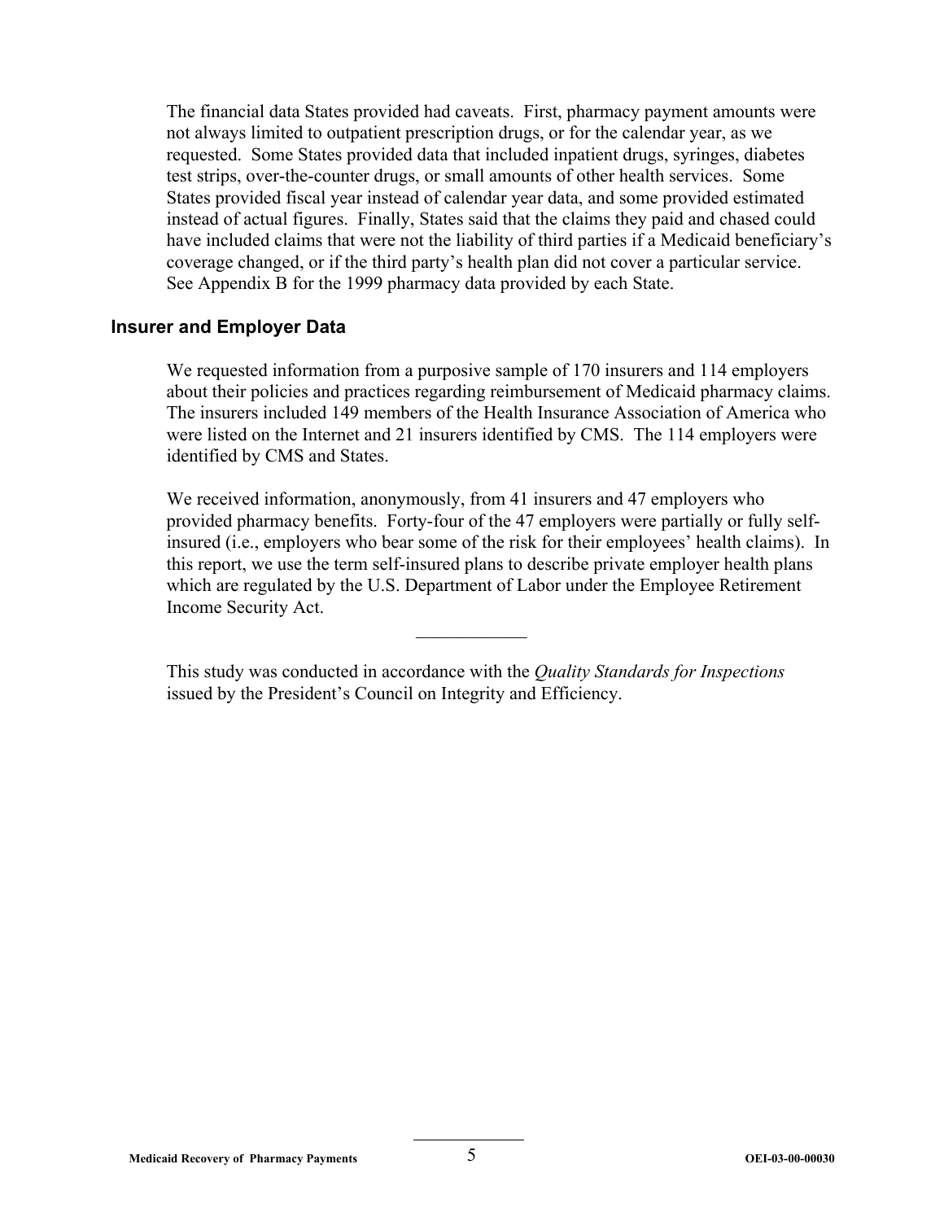The financial data States provided had caveats. First, pharmacy payment amounts were not always limited to outpatient prescription drugs, or for the calendar year, as we requested. Some States provided data that included inpatient drugs, syringes, diabetes test strips, over-the-counter drugs, or small amounts of other health services. Some States provided fiscal year instead of calendar year data, and some provided estimated instead of actual figures. Finally, States said that the claims they paid and chased could have included claims that were not the liability of third parties if a Medicaid beneficiary's coverage changed, or if the third party's health plan did not cover a particular service. See Appendix B for the 1999 pharmacy data provided by each State.

### Insurer and Employer Data

We requested information from a purposive sample of 170 insurers and 114 employers about their policies and practices regarding reimbursement of Medicaid pharmacy claims. The insurers included 149 members of the Health Insurance Association of America who were listed on the Internet and 21 insurers identified by CMS. The 114 employers were identified by CMS and States.

We received information, anonymously, from 41 insurers and 47 employers who provided pharmacy benefits. Forty-four of the 47 employers were partially or fully self-insured (i.e., employers who bear some of the risk for their employees' health claims). In this report, we use the term self-insured plans to describe private employer health plans which are regulated by the U.S. Department of Labor under the Employee Retirement Income Security Act.

---

This study was conducted in accordance with the *Quality Standards for Inspections* issued by the President's Council on Integrity and Efficiency.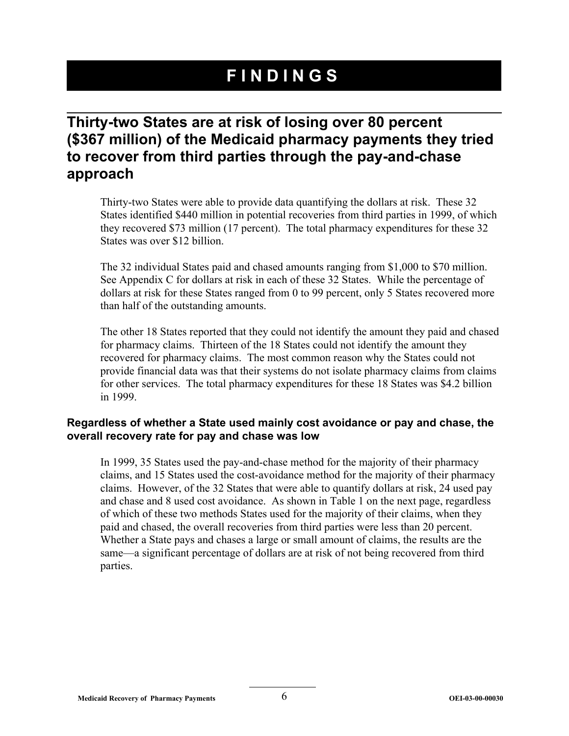# FINDINGS

## Thirty-two States are at risk of losing over 80 percent ($367 million) of the Medicaid pharmacy payments they tried to recover from third parties through the pay-and-chase approach

Thirty-two States were able to provide data quantifying the dollars at risk. These 32 States identified $440 million in potential recoveries from third parties in 1999, of which they recovered $73 million (17 percent). The total pharmacy expenditures for these 32 States was over $12 billion.

The 32 individual States paid and chased amounts ranging from $1,000 to $70 million. See Appendix C for dollars at risk in each of these 32 States. While the percentage of dollars at risk for these States ranged from 0 to 99 percent, only 5 States recovered more than half of the outstanding amounts.

The other 18 States reported that they could not identify the amount they paid and chased for pharmacy claims. Thirteen of the 18 States could not identify the amount they recovered for pharmacy claims. The most common reason why the States could not provide financial data was that their systems do not isolate pharmacy claims from claims for other services. The total pharmacy expenditures for these 18 States was $4.2 billion in 1999.

### Regardless of whether a State used mainly cost avoidance or pay and chase, the overall recovery rate for pay and chase was low

In 1999, 35 States used the pay-and-chase method for the majority of their pharmacy claims, and 15 States used the cost-avoidance method for the majority of their pharmacy claims. However, of the 32 States that were able to quantify dollars at risk, 24 used pay and chase and 8 used cost avoidance. As shown in Table 1 on the next page, regardless of which of these two methods States used for the majority of their claims, when they paid and chased, the overall recoveries from third parties were less than 20 percent. Whether a State pays and chases a large or small amount of claims, the results are the same—a significant percentage of dollars are at risk of not being recovered from third parties.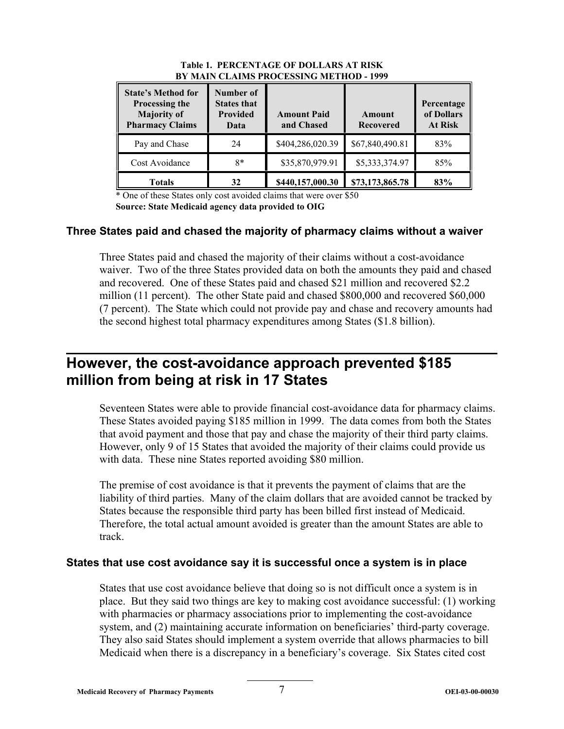**Table 1. PERCENTAGE OF DOLLARS AT RISK BY MAIN CLAIMS PROCESSING METHOD - 1999**

| State's Method for Processing the Majority of Pharmacy Claims | Number of States that Provided Data | Amount Paid and Chased | Amount Recovered | Percentage of Dollars At Risk |
|---|---|---|---|---|
| Pay and Chase | 24 | $404,286,020.39 | $67,840,490.81 | 83% |
| Cost Avoidance | 8* | $35,870,979.91 | $5,333,374.97 | 85% |
| **Totals** | **32** | **$440,157,000.30** | **$73,173,865.78** | **83%** |

\* One of these States only cost avoided claims that were over $50

**Source: State Medicaid agency data provided to OIG**

### Three States paid and chased the majority of pharmacy claims without a waiver

Three States paid and chased the majority of their claims without a cost-avoidance waiver. Two of the three States provided data on both the amounts they paid and chased and recovered. One of these States paid and chased $21 million and recovered $2.2 million (11 percent). The other State paid and chased $800,000 and recovered $60,000 (7 percent). The State which could not provide pay and chase and recovery amounts had the second highest total pharmacy expenditures among States ($1.8 billion).

## However, the cost-avoidance approach prevented $185 million from being at risk in 17 States

Seventeen States were able to provide financial cost-avoidance data for pharmacy claims. These States avoided paying $185 million in 1999. The data comes from both the States that avoid payment and those that pay and chase the majority of their third party claims. However, only 9 of 15 States that avoided the majority of their claims could provide us with data. These nine States reported avoiding $80 million.

The premise of cost avoidance is that it prevents the payment of claims that are the liability of third parties. Many of the claim dollars that are avoided cannot be tracked by States because the responsible third party has been billed first instead of Medicaid. Therefore, the total actual amount avoided is greater than the amount States are able to track.

### States that use cost avoidance say it is successful once a system is in place

States that use cost avoidance believe that doing so is not difficult once a system is in place. But they said two things are key to making cost avoidance successful: (1) working with pharmacies or pharmacy associations prior to implementing the cost-avoidance system, and (2) maintaining accurate information on beneficiaries' third-party coverage. They also said States should implement a system override that allows pharmacies to bill Medicaid when there is a discrepancy in a beneficiary's coverage. Six States cited cost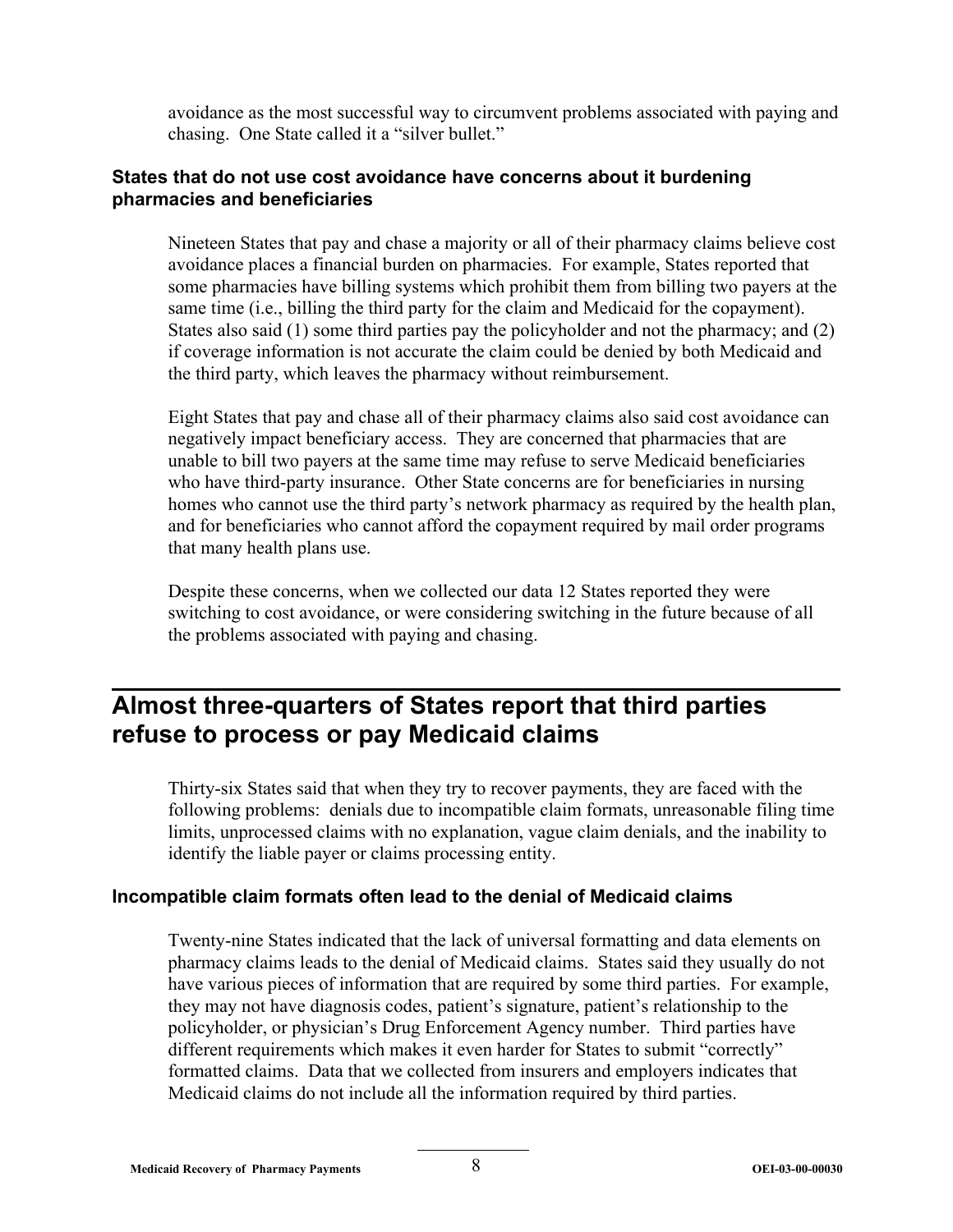avoidance as the most successful way to circumvent problems associated with paying and chasing. One State called it a "silver bullet."

### States that do not use cost avoidance have concerns about it burdening pharmacies and beneficiaries

Nineteen States that pay and chase a majority or all of their pharmacy claims believe cost avoidance places a financial burden on pharmacies. For example, States reported that some pharmacies have billing systems which prohibit them from billing two payers at the same time (i.e., billing the third party for the claim and Medicaid for the copayment). States also said (1) some third parties pay the policyholder and not the pharmacy; and (2) if coverage information is not accurate the claim could be denied by both Medicaid and the third party, which leaves the pharmacy without reimbursement.

Eight States that pay and chase all of their pharmacy claims also said cost avoidance can negatively impact beneficiary access. They are concerned that pharmacies that are unable to bill two payers at the same time may refuse to serve Medicaid beneficiaries who have third-party insurance. Other State concerns are for beneficiaries in nursing homes who cannot use the third party's network pharmacy as required by the health plan, and for beneficiaries who cannot afford the copayment required by mail order programs that many health plans use.

Despite these concerns, when we collected our data 12 States reported they were switching to cost avoidance, or were considering switching in the future because of all the problems associated with paying and chasing.

## Almost three-quarters of States report that third parties refuse to process or pay Medicaid claims

Thirty-six States said that when they try to recover payments, they are faced with the following problems: denials due to incompatible claim formats, unreasonable filing time limits, unprocessed claims with no explanation, vague claim denials, and the inability to identify the liable payer or claims processing entity.

### Incompatible claim formats often lead to the denial of Medicaid claims

Twenty-nine States indicated that the lack of universal formatting and data elements on pharmacy claims leads to the denial of Medicaid claims. States said they usually do not have various pieces of information that are required by some third parties. For example, they may not have diagnosis codes, patient's signature, patient's relationship to the policyholder, or physician's Drug Enforcement Agency number. Third parties have different requirements which makes it even harder for States to submit "correctly" formatted claims. Data that we collected from insurers and employers indicates that Medicaid claims do not include all the information required by third parties.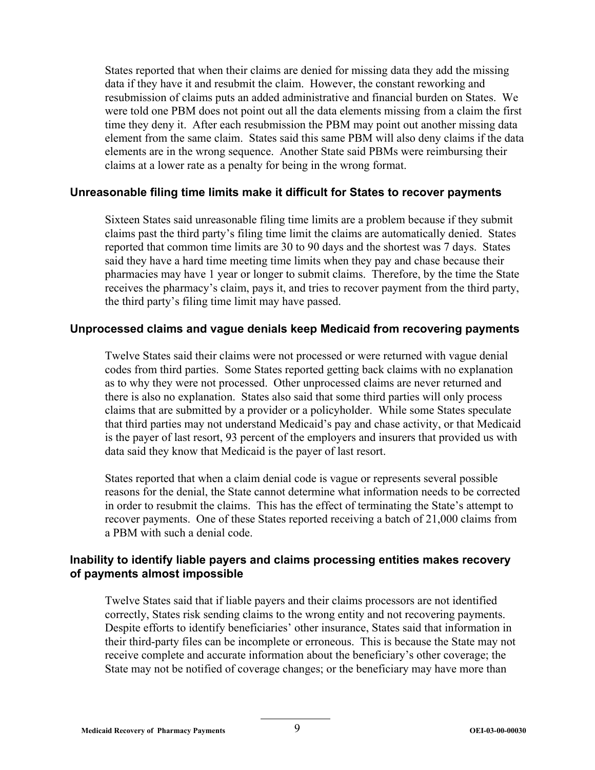States reported that when their claims are denied for missing data they add the missing data if they have it and resubmit the claim. However, the constant reworking and resubmission of claims puts an added administrative and financial burden on States. We were told one PBM does not point out all the data elements missing from a claim the first time they deny it. After each resubmission the PBM may point out another missing data element from the same claim. States said this same PBM will also deny claims if the data elements are in the wrong sequence. Another State said PBMs were reimbursing their claims at a lower rate as a penalty for being in the wrong format.

### Unreasonable filing time limits make it difficult for States to recover payments

Sixteen States said unreasonable filing time limits are a problem because if they submit claims past the third party's filing time limit the claims are automatically denied. States reported that common time limits are 30 to 90 days and the shortest was 7 days. States said they have a hard time meeting time limits when they pay and chase because their pharmacies may have 1 year or longer to submit claims. Therefore, by the time the State receives the pharmacy's claim, pays it, and tries to recover payment from the third party, the third party's filing time limit may have passed.

### Unprocessed claims and vague denials keep Medicaid from recovering payments

Twelve States said their claims were not processed or were returned with vague denial codes from third parties. Some States reported getting back claims with no explanation as to why they were not processed. Other unprocessed claims are never returned and there is also no explanation. States also said that some third parties will only process claims that are submitted by a provider or a policyholder. While some States speculate that third parties may not understand Medicaid's pay and chase activity, or that Medicaid is the payer of last resort, 93 percent of the employers and insurers that provided us with data said they know that Medicaid is the payer of last resort.

States reported that when a claim denial code is vague or represents several possible reasons for the denial, the State cannot determine what information needs to be corrected in order to resubmit the claims. This has the effect of terminating the State's attempt to recover payments. One of these States reported receiving a batch of 21,000 claims from a PBM with such a denial code.

### Inability to identify liable payers and claims processing entities makes recovery of payments almost impossible

Twelve States said that if liable payers and their claims processors are not identified correctly, States risk sending claims to the wrong entity and not recovering payments. Despite efforts to identify beneficiaries' other insurance, States said that information in their third-party files can be incomplete or erroneous. This is because the State may not receive complete and accurate information about the beneficiary's other coverage; the State may not be notified of coverage changes; or the beneficiary may have more than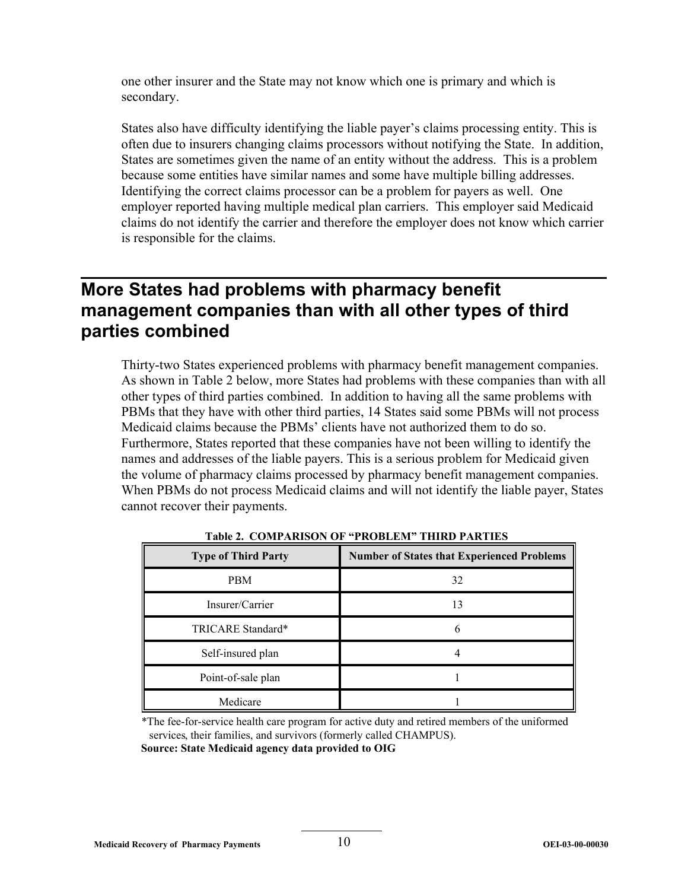one other insurer and the State may not know which one is primary and which is secondary.

States also have difficulty identifying the liable payer's claims processing entity. This is often due to insurers changing claims processors without notifying the State. In addition, States are sometimes given the name of an entity without the address. This is a problem because some entities have similar names and some have multiple billing addresses. Identifying the correct claims processor can be a problem for payers as well. One employer reported having multiple medical plan carriers. This employer said Medicaid claims do not identify the carrier and therefore the employer does not know which carrier is responsible for the claims.

## More States had problems with pharmacy benefit management companies than with all other types of third parties combined

Thirty-two States experienced problems with pharmacy benefit management companies. As shown in Table 2 below, more States had problems with these companies than with all other types of third parties combined. In addition to having all the same problems with PBMs that they have with other third parties, 14 States said some PBMs will not process Medicaid claims because the PBMs' clients have not authorized them to do so. Furthermore, States reported that these companies have not been willing to identify the names and addresses of the liable payers. This is a serious problem for Medicaid given the volume of pharmacy claims processed by pharmacy benefit management companies. When PBMs do not process Medicaid claims and will not identify the liable payer, States cannot recover their payments.

**Table 2. COMPARISON OF "PROBLEM" THIRD PARTIES**

| Type of Third Party | Number of States that Experienced Problems |
|---|---|
| PBM | 32 |
| Insurer/Carrier | 13 |
| TRICARE Standard* | 6 |
| Self-insured plan | 4 |
| Point-of-sale plan | 1 |
| Medicare | 1 |

*The fee-for-service health care program for active duty and retired members of the uniformed services, their families, and survivors (formerly called CHAMPUS).

**Source: State Medicaid agency data provided to OIG**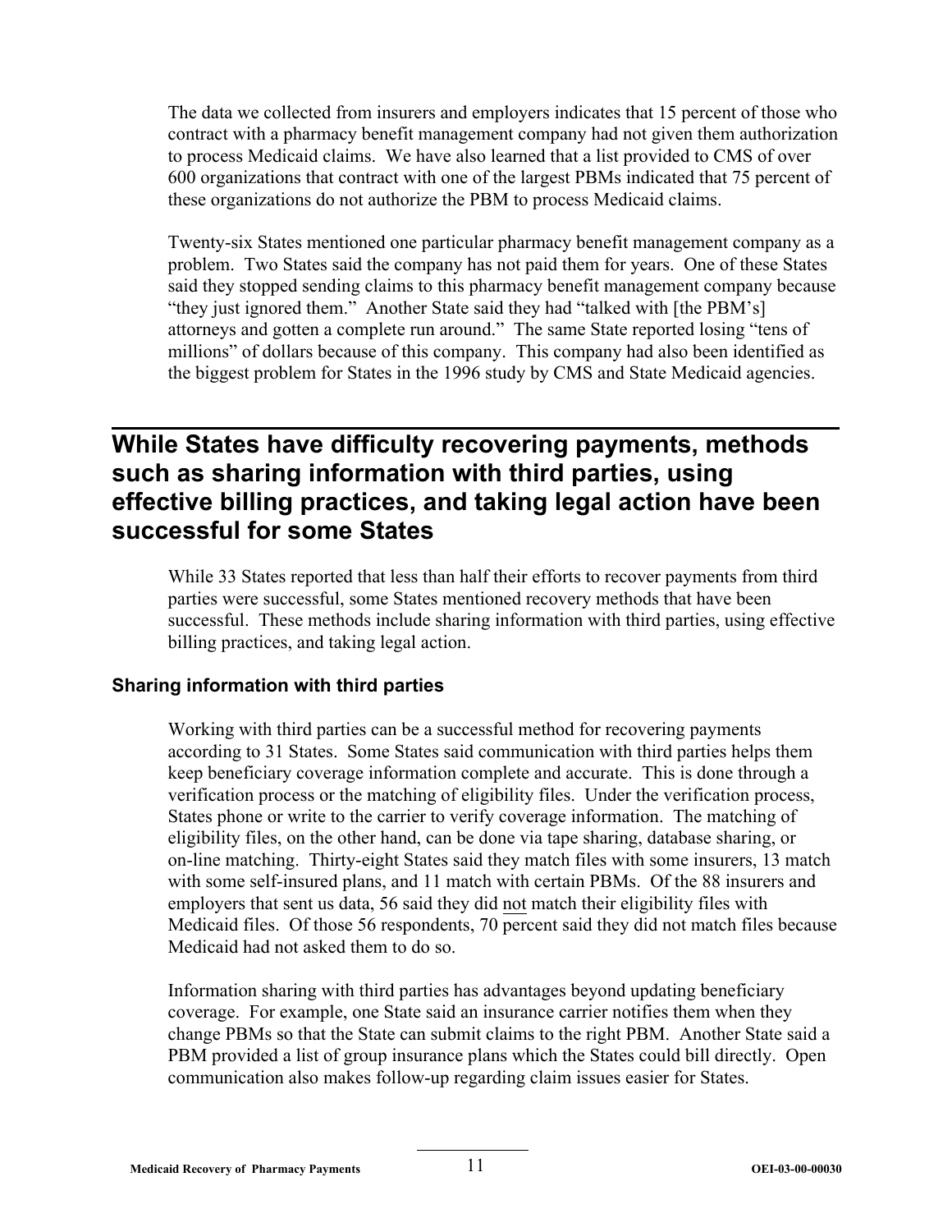The data we collected from insurers and employers indicates that 15 percent of those who contract with a pharmacy benefit management company had not given them authorization to process Medicaid claims. We have also learned that a list provided to CMS of over 600 organizations that contract with one of the largest PBMs indicated that 75 percent of these organizations do not authorize the PBM to process Medicaid claims.

Twenty-six States mentioned one particular pharmacy benefit management company as a problem. Two States said the company has not paid them for years. One of these States said they stopped sending claims to this pharmacy benefit management company because "they just ignored them." Another State said they had "talked with [the PBM's] attorneys and gotten a complete run around." The same State reported losing "tens of millions" of dollars because of this company. This company had also been identified as the biggest problem for States in the 1996 study by CMS and State Medicaid agencies.

## While States have difficulty recovering payments, methods such as sharing information with third parties, using effective billing practices, and taking legal action have been successful for some States

While 33 States reported that less than half their efforts to recover payments from third parties were successful, some States mentioned recovery methods that have been successful. These methods include sharing information with third parties, using effective billing practices, and taking legal action.

### Sharing information with third parties

Working with third parties can be a successful method for recovering payments according to 31 States. Some States said communication with third parties helps them keep beneficiary coverage information complete and accurate. This is done through a verification process or the matching of eligibility files. Under the verification process, States phone or write to the carrier to verify coverage information. The matching of eligibility files, on the other hand, can be done via tape sharing, database sharing, or on-line matching. Thirty-eight States said they match files with some insurers, 13 match with some self-insured plans, and 11 match with certain PBMs. Of the 88 insurers and employers that sent us data, 56 said they did not match their eligibility files with Medicaid files. Of those 56 respondents, 70 percent said they did not match files because Medicaid had not asked them to do so.

Information sharing with third parties has advantages beyond updating beneficiary coverage. For example, one State said an insurance carrier notifies them when they change PBMs so that the State can submit claims to the right PBM. Another State said a PBM provided a list of group insurance plans which the States could bill directly. Open communication also makes follow-up regarding claim issues easier for States.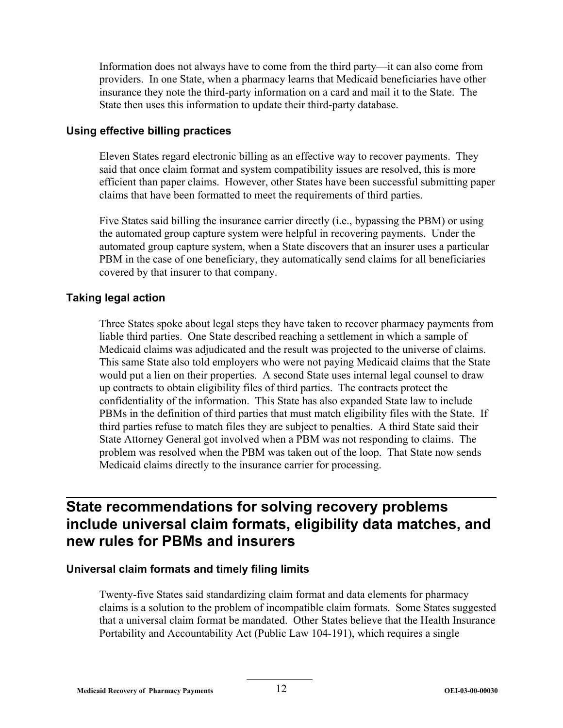Information does not always have to come from the third party—it can also come from providers. In one State, when a pharmacy learns that Medicaid beneficiaries have other insurance they note the third-party information on a card and mail it to the State. The State then uses this information to update their third-party database.

### Using effective billing practices

Eleven States regard electronic billing as an effective way to recover payments. They said that once claim format and system compatibility issues are resolved, this is more efficient than paper claims. However, other States have been successful submitting paper claims that have been formatted to meet the requirements of third parties.

Five States said billing the insurance carrier directly (i.e., bypassing the PBM) or using the automated group capture system were helpful in recovering payments. Under the automated group capture system, when a State discovers that an insurer uses a particular PBM in the case of one beneficiary, they automatically send claims for all beneficiaries covered by that insurer to that company.

### Taking legal action

Three States spoke about legal steps they have taken to recover pharmacy payments from liable third parties. One State described reaching a settlement in which a sample of Medicaid claims was adjudicated and the result was projected to the universe of claims. This same State also told employers who were not paying Medicaid claims that the State would put a lien on their properties. A second State uses internal legal counsel to draw up contracts to obtain eligibility files of third parties. The contracts protect the confidentiality of the information. This State has also expanded State law to include PBMs in the definition of third parties that must match eligibility files with the State. If third parties refuse to match files they are subject to penalties. A third State said their State Attorney General got involved when a PBM was not responding to claims. The problem was resolved when the PBM was taken out of the loop. That State now sends Medicaid claims directly to the insurance carrier for processing.

## State recommendations for solving recovery problems include universal claim formats, eligibility data matches, and new rules for PBMs and insurers

### Universal claim formats and timely filing limits

Twenty-five States said standardizing claim format and data elements for pharmacy claims is a solution to the problem of incompatible claim formats. Some States suggested that a universal claim format be mandated. Other States believe that the Health Insurance Portability and Accountability Act (Public Law 104-191), which requires a single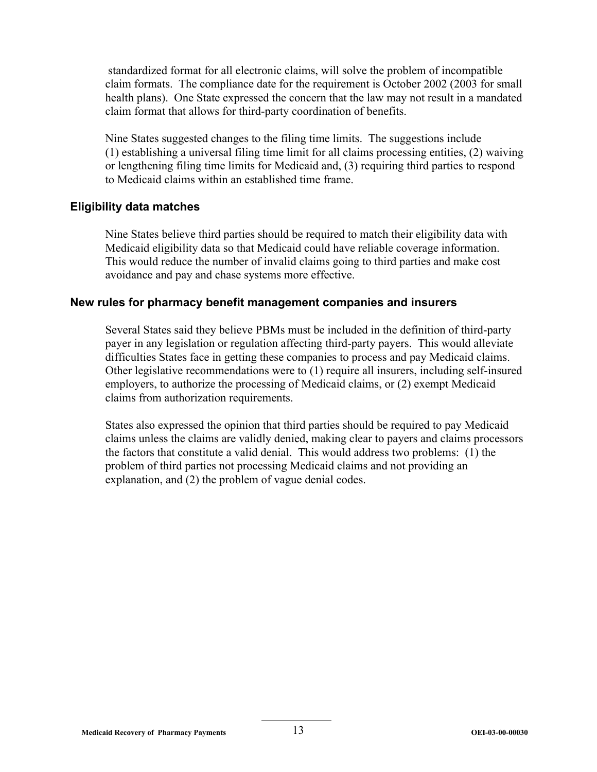standardized format for all electronic claims, will solve the problem of incompatible claim formats. The compliance date for the requirement is October 2002 (2003 for small health plans). One State expressed the concern that the law may not result in a mandated claim format that allows for third-party coordination of benefits.

Nine States suggested changes to the filing time limits. The suggestions include (1) establishing a universal filing time limit for all claims processing entities, (2) waiving or lengthening filing time limits for Medicaid and, (3) requiring third parties to respond to Medicaid claims within an established time frame.

### Eligibility data matches

Nine States believe third parties should be required to match their eligibility data with Medicaid eligibility data so that Medicaid could have reliable coverage information. This would reduce the number of invalid claims going to third parties and make cost avoidance and pay and chase systems more effective.

### New rules for pharmacy benefit management companies and insurers

Several States said they believe PBMs must be included in the definition of third-party payer in any legislation or regulation affecting third-party payers. This would alleviate difficulties States face in getting these companies to process and pay Medicaid claims. Other legislative recommendations were to (1) require all insurers, including self-insured employers, to authorize the processing of Medicaid claims, or (2) exempt Medicaid claims from authorization requirements.

States also expressed the opinion that third parties should be required to pay Medicaid claims unless the claims are validly denied, making clear to payers and claims processors the factors that constitute a valid denial. This would address two problems: (1) the problem of third parties not processing Medicaid claims and not providing an explanation, and (2) the problem of vague denial codes.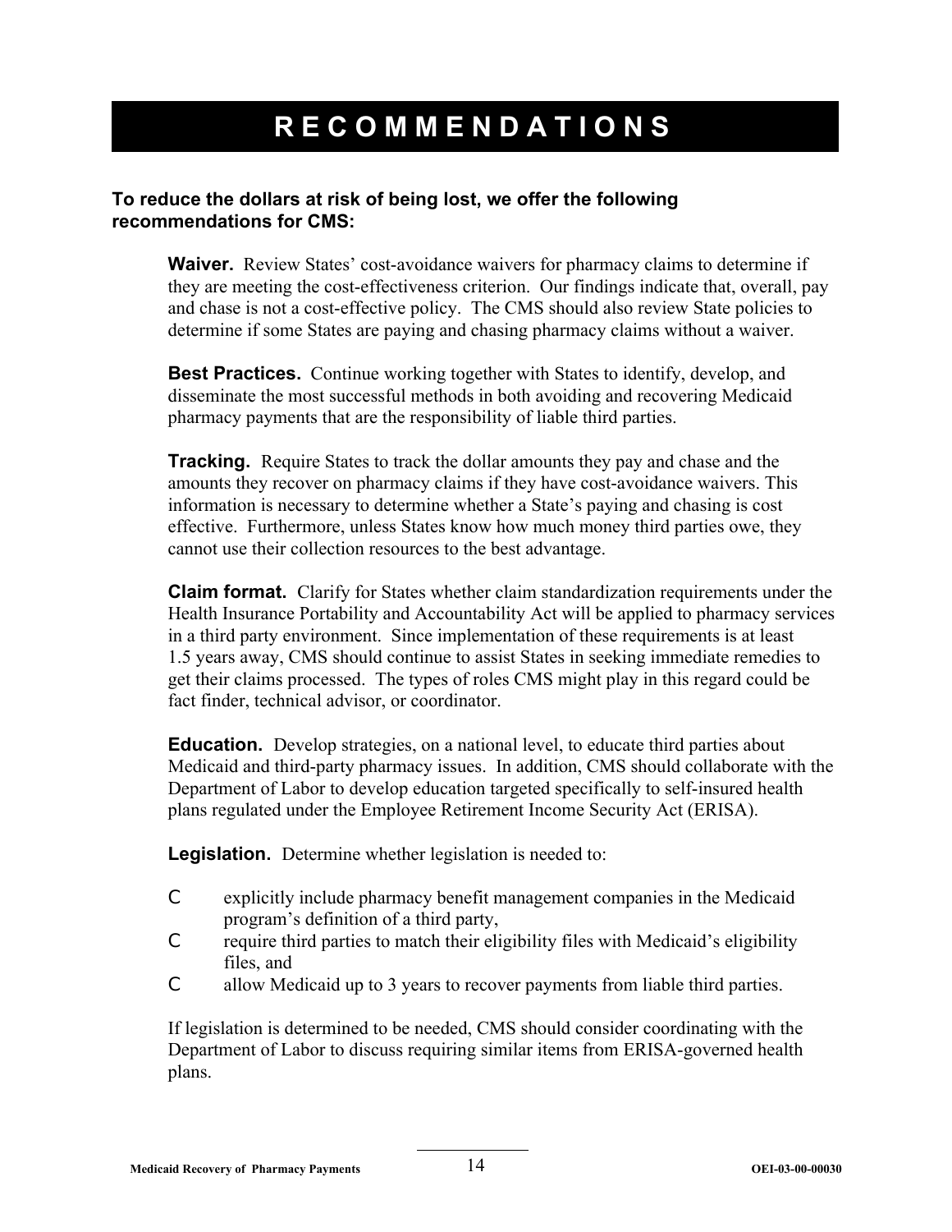# RECOMMENDATIONS

**To reduce the dollars at risk of being lost, we offer the following recommendations for CMS:**

**Waiver.** Review States' cost-avoidance waivers for pharmacy claims to determine if they are meeting the cost-effectiveness criterion. Our findings indicate that, overall, pay and chase is not a cost-effective policy. The CMS should also review State policies to determine if some States are paying and chasing pharmacy claims without a waiver.

**Best Practices.** Continue working together with States to identify, develop, and disseminate the most successful methods in both avoiding and recovering Medicaid pharmacy payments that are the responsibility of liable third parties.

**Tracking.** Require States to track the dollar amounts they pay and chase and the amounts they recover on pharmacy claims if they have cost-avoidance waivers. This information is necessary to determine whether a State's paying and chasing is cost effective. Furthermore, unless States know how much money third parties owe, they cannot use their collection resources to the best advantage.

**Claim format.** Clarify for States whether claim standardization requirements under the Health Insurance Portability and Accountability Act will be applied to pharmacy services in a third party environment. Since implementation of these requirements is at least 1.5 years away, CMS should continue to assist States in seeking immediate remedies to get their claims processed. The types of roles CMS might play in this regard could be fact finder, technical advisor, or coordinator.

**Education.** Develop strategies, on a national level, to educate third parties about Medicaid and third-party pharmacy issues. In addition, CMS should collaborate with the Department of Labor to develop education targeted specifically to self-insured health plans regulated under the Employee Retirement Income Security Act (ERISA).

**Legislation.** Determine whether legislation is needed to:

- explicitly include pharmacy benefit management companies in the Medicaid program's definition of a third party,
- require third parties to match their eligibility files with Medicaid's eligibility files, and
- allow Medicaid up to 3 years to recover payments from liable third parties.

If legislation is determined to be needed, CMS should consider coordinating with the Department of Labor to discuss requiring similar items from ERISA-governed health plans.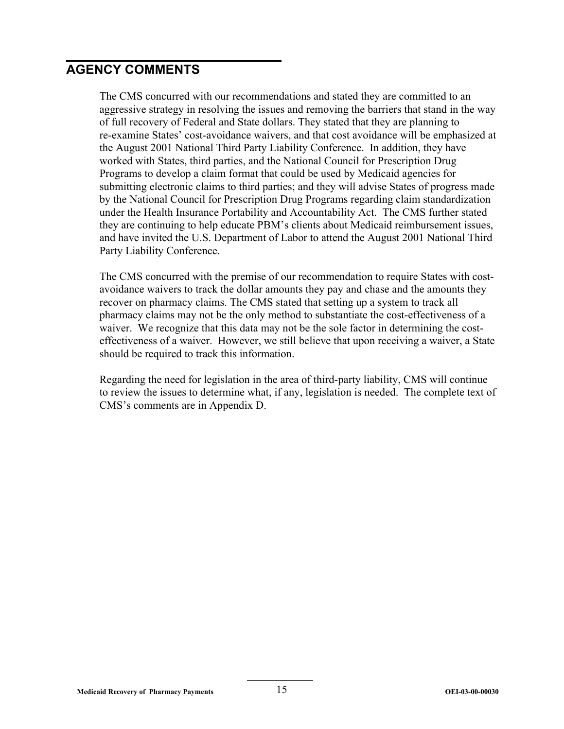## AGENCY COMMENTS

The CMS concurred with our recommendations and stated they are committed to an aggressive strategy in resolving the issues and removing the barriers that stand in the way of full recovery of Federal and State dollars. They stated that they are planning to re-examine States' cost-avoidance waivers, and that cost avoidance will be emphasized at the August 2001 National Third Party Liability Conference. In addition, they have worked with States, third parties, and the National Council for Prescription Drug Programs to develop a claim format that could be used by Medicaid agencies for submitting electronic claims to third parties; and they will advise States of progress made by the National Council for Prescription Drug Programs regarding claim standardization under the Health Insurance Portability and Accountability Act. The CMS further stated they are continuing to help educate PBM's clients about Medicaid reimbursement issues, and have invited the U.S. Department of Labor to attend the August 2001 National Third Party Liability Conference.

The CMS concurred with the premise of our recommendation to require States with cost-avoidance waivers to track the dollar amounts they pay and chase and the amounts they recover on pharmacy claims. The CMS stated that setting up a system to track all pharmacy claims may not be the only method to substantiate the cost-effectiveness of a waiver. We recognize that this data may not be the sole factor in determining the cost-effectiveness of a waiver. However, we still believe that upon receiving a waiver, a State should be required to track this information.

Regarding the need for legislation in the area of third-party liability, CMS will continue to review the issues to determine what, if any, legislation is needed. The complete text of CMS's comments are in Appendix D.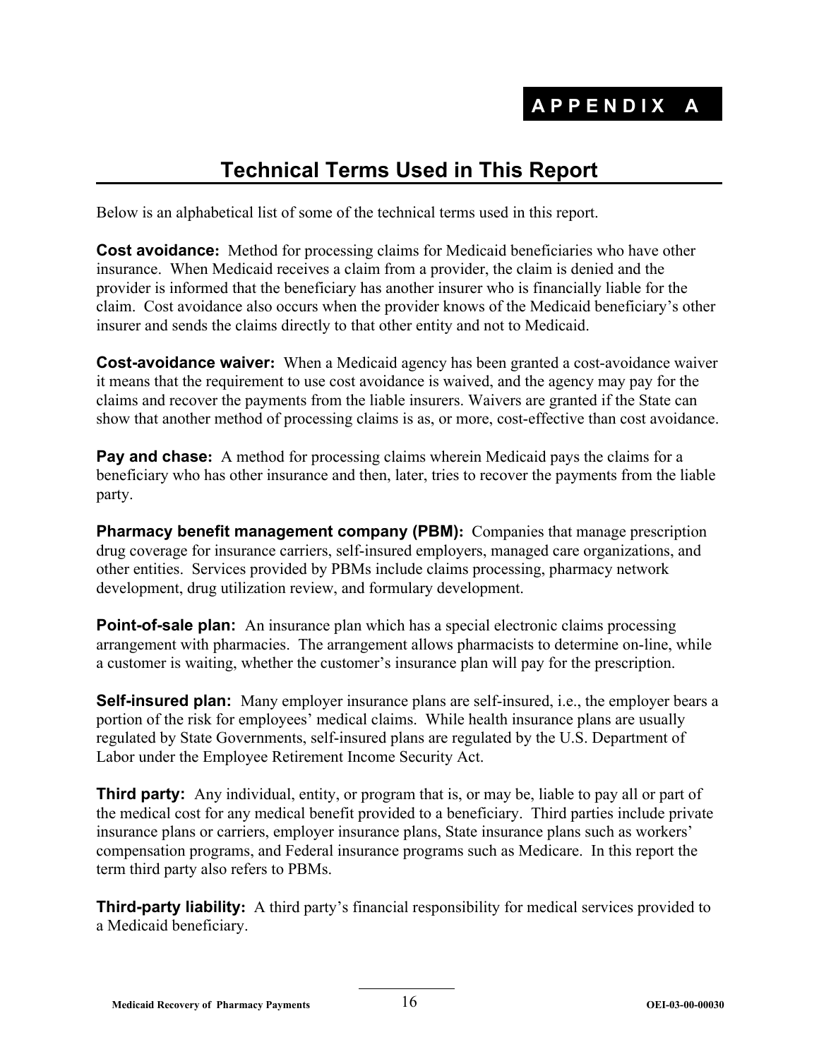# APPENDIX A

## Technical Terms Used in This Report

Below is an alphabetical list of some of the technical terms used in this report.

**Cost avoidance:** Method for processing claims for Medicaid beneficiaries who have other insurance. When Medicaid receives a claim from a provider, the claim is denied and the provider is informed that the beneficiary has another insurer who is financially liable for the claim. Cost avoidance also occurs when the provider knows of the Medicaid beneficiary's other insurer and sends the claims directly to that other entity and not to Medicaid.

**Cost-avoidance waiver:** When a Medicaid agency has been granted a cost-avoidance waiver it means that the requirement to use cost avoidance is waived, and the agency may pay for the claims and recover the payments from the liable insurers. Waivers are granted if the State can show that another method of processing claims is as, or more, cost-effective than cost avoidance.

**Pay and chase:** A method for processing claims wherein Medicaid pays the claims for a beneficiary who has other insurance and then, later, tries to recover the payments from the liable party.

**Pharmacy benefit management company (PBM):** Companies that manage prescription drug coverage for insurance carriers, self-insured employers, managed care organizations, and other entities. Services provided by PBMs include claims processing, pharmacy network development, drug utilization review, and formulary development.

**Point-of-sale plan:** An insurance plan which has a special electronic claims processing arrangement with pharmacies. The arrangement allows pharmacists to determine on-line, while a customer is waiting, whether the customer's insurance plan will pay for the prescription.

**Self-insured plan:** Many employer insurance plans are self-insured, i.e., the employer bears a portion of the risk for employees' medical claims. While health insurance plans are usually regulated by State Governments, self-insured plans are regulated by the U.S. Department of Labor under the Employee Retirement Income Security Act.

**Third party:** Any individual, entity, or program that is, or may be, liable to pay all or part of the medical cost for any medical benefit provided to a beneficiary. Third parties include private insurance plans or carriers, employer insurance plans, State insurance plans such as workers' compensation programs, and Federal insurance programs such as Medicare. In this report the term third party also refers to PBMs.

**Third-party liability:** A third party's financial responsibility for medical services provided to a Medicaid beneficiary.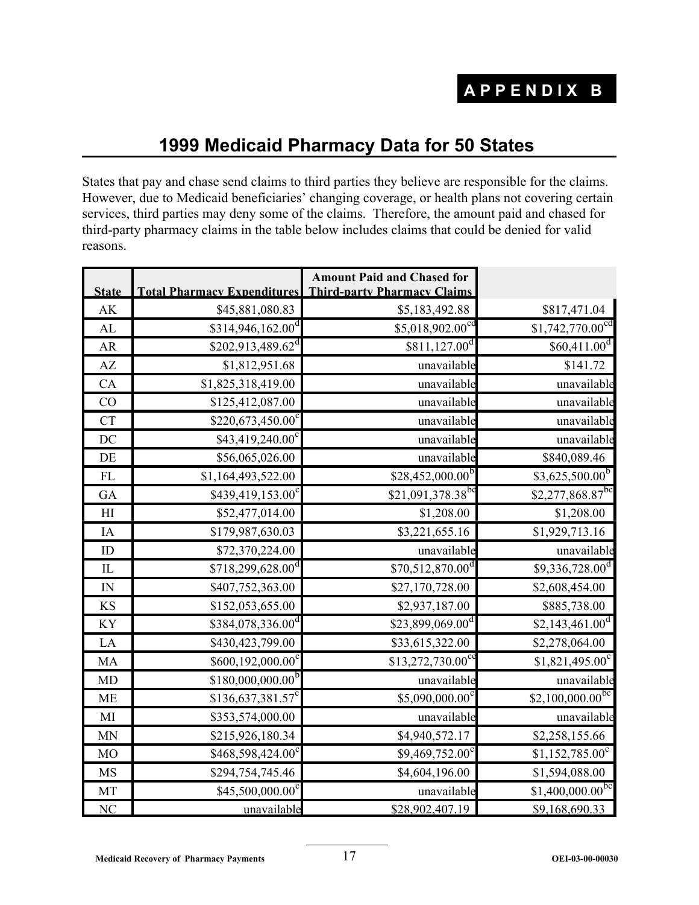# APPENDIX B

## 1999 Medicaid Pharmacy Data for 50 States

States that pay and chase send claims to third parties they believe are responsible for the claims. However, due to Medicaid beneficiaries' changing coverage, or health plans not covering certain services, third parties may deny some of the claims. Therefore, the amount paid and chased for third-party pharmacy claims in the table below includes claims that could be denied for valid reasons.

| State | Total Pharmacy Expenditures | Amount Paid and Chased for Third-party Pharmacy Claims | |
|---|---|---|---|
| AK | $45,881,080.83 | $5,183,492.88 | $817,471.04 |
| AL | $314,946,162.00[d] | $5,018,902.00[cd] | $1,742,770.00[cd] |
| AR | $202,913,489.62[d] | $811,127.00[d] | $60,411.00[d] |
| AZ | $1,812,951.68 | unavailable | $141.72 |
| CA | $1,825,318,419.00 | unavailable | unavailable |
| CO | $125,412,087.00 | unavailable | unavailable |
| CT | $220,673,450.00[c] | unavailable | unavailable |
| DC | $43,419,240.00[c] | unavailable | unavailable |
| DE | $56,065,026.00 | unavailable | $840,089.46 |
| FL | $1,164,493,522.00 | $28,452,000.00[b] | $3,625,500.00[b] |
| GA | $439,419,153.00[c] | $21,091,378.38[bc] | $2,277,868.87[bc] |
| HI | $52,477,014.00 | $1,208.00 | $1,208.00 |
| IA | $179,987,630.03 | $3,221,655.16 | $1,929,713.16 |
| ID | $72,370,224.00 | unavailable | unavailable |
| IL | $718,299,628.00[d] | $70,512,870.00[d] | $9,336,728.00[d] |
| IN | $407,752,363.00 | $27,170,728.00 | $2,608,454.00 |
| KS | $152,053,655.00 | $2,937,187.00 | $885,738.00 |
| KY | $384,078,336.00[d] | $23,899,069.00[d] | $2,143,461.00[d] |
| LA | $430,423,799.00 | $33,615,322.00 | $2,278,064.00 |
| MA | $600,192,000.00[c] | $13,272,730.00[ce] | $1,821,495.00[c] |
| MD | $180,000,000.00[b] | unavailable | unavailable |
| ME | $136,637,381.57[c] | $5,090,000.00[c] | $2,100,000.00[bc] |
| MI | $353,574,000.00 | unavailable | unavailable |
| MN | $215,926,180.34 | $4,940,572.17 | $2,258,155.66 |
| MO | $468,598,424.00[c] | $9,469,752.00[c] | $1,152,785.00[c] |
| MS | $294,754,745.46 | $4,604,196.00 | $1,594,088.00 |
| MT | $45,500,000.00[c] | unavailable | $1,400,000.00[bc] |
| NC | unavailable | $28,902,407.19 | $9,168,690.33 |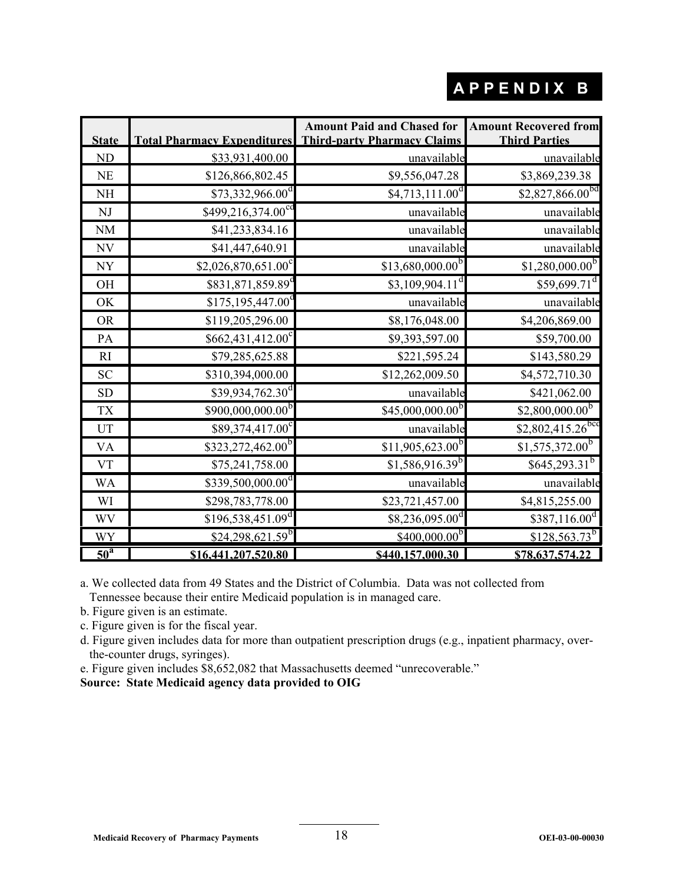# APPENDIX B

| State | Total Pharmacy Expenditures | Amount Paid and Chased for Third-party Pharmacy Claims | Amount Recovered from Third Parties |
|---|---|---|---|
| ND | $33,931,400.00 | unavailable | unavailable |
| NE | $126,866,802.45 | $9,556,047.28 | $3,869,239.38 |
| NH | $73,332,966.00[d] | $4,713,111.00[d] | $2,827,866.00[bd] |
| NJ | $499,216,374.00[cd] | unavailable | unavailable |
| NM | $41,233,834.16 | unavailable | unavailable |
| NV | $41,447,640.91 | unavailable | unavailable |
| NY | $2,026,870,651.00[c] | $13,680,000.00[b] | $1,280,000.00[b] |
| OH | $831,871,859.89[d] | $3,109,904.11[d] | $59,699.71[d] |
| OK | $175,195,447.00[d] | unavailable | unavailable |
| OR | $119,205,296.00 | $8,176,048.00 | $4,206,869.00 |
| PA | $662,431,412.00[c] | $9,393,597.00 | $59,700.00 |
| RI | $79,285,625.88 | $221,595.24 | $143,580.29 |
| SC | $310,394,000.00 | $12,262,009.50 | $4,572,710.30 |
| SD | $39,934,762.30[d] | unavailable | $421,062.00 |
| TX | $900,000,000.00[b] | $45,000,000.00[b] | $2,800,000.00[b] |
| UT | $89,374,417.00[c] | unavailable | $2,802,415.26[bcd] |
| VA | $323,272,462.00[b] | $11,905,623.00[b] | $1,575,372.00[b] |
| VT | $75,241,758.00 | $1,586,916.39[b] | $645,293.31[b] |
| WA | $339,500,000.00[d] | unavailable | unavailable |
| WI | $298,783,778.00 | $23,721,457.00 | $4,815,255.00 |
| WV | $196,538,451.09[d] | $8,236,095.00[d] | $387,116.00[d] |
| WY | $24,298,621.59[b] | $400,000.00[b] | $128,563.73[b] |
| **50[a]** | **$16,441,207,520.80** | **$440,157,000.30** | **$78,637,574.22** |

a. We collected data from 49 States and the District of Columbia. Data was not collected from Tennessee because their entire Medicaid population is in managed care.

b. Figure given is an estimate.

c. Figure given is for the fiscal year.

d. Figure given includes data for more than outpatient prescription drugs (e.g., inpatient pharmacy, over-the-counter drugs, syringes).

e. Figure given includes $8,652,082 that Massachusetts deemed "unrecoverable."

**Source: State Medicaid agency data provided to OIG**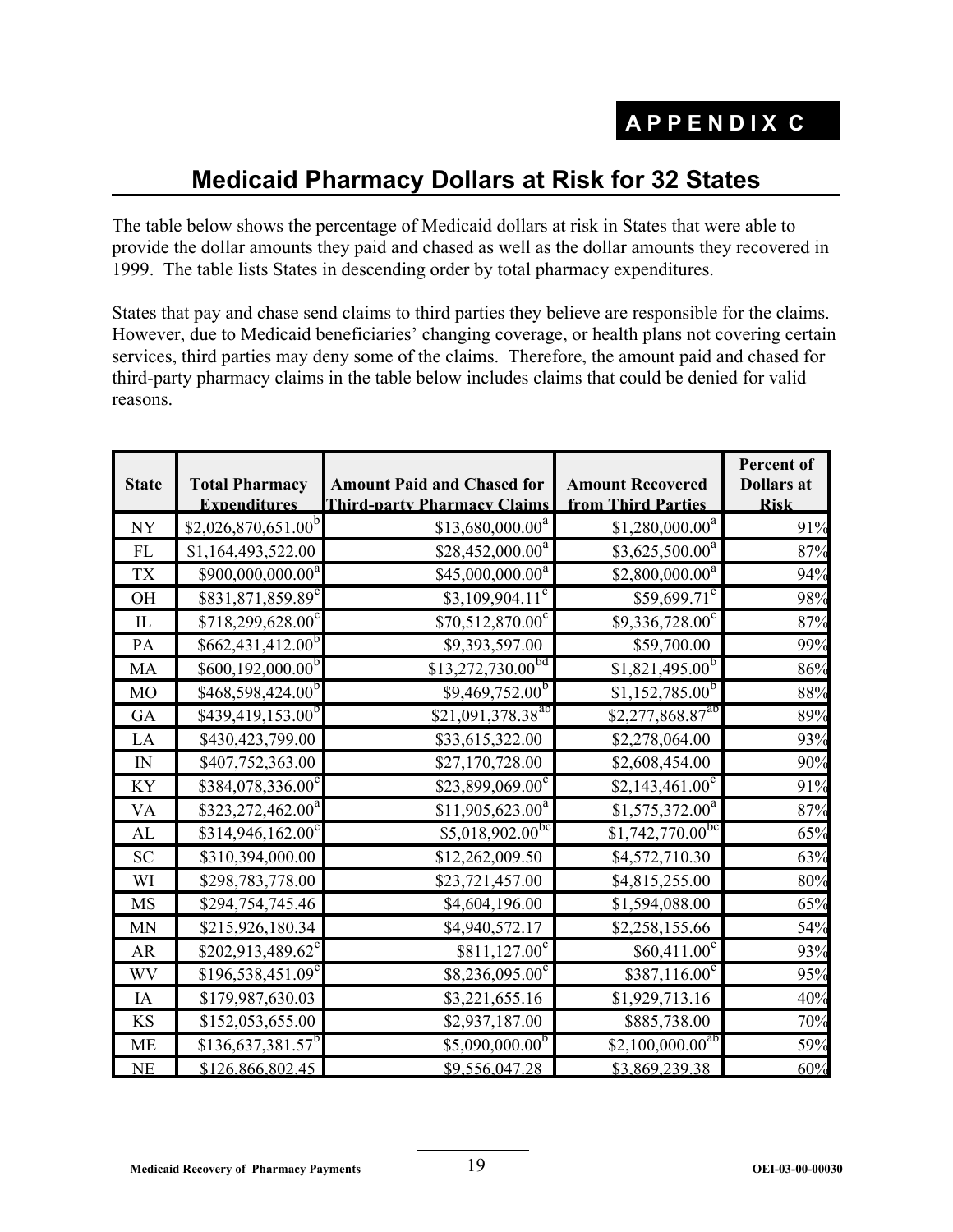APPENDIX C

# Medicaid Pharmacy Dollars at Risk for 32 States

The table below shows the percentage of Medicaid dollars at risk in States that were able to provide the dollar amounts they paid and chased as well as the dollar amounts they recovered in 1999. The table lists States in descending order by total pharmacy expenditures.

States that pay and chase send claims to third parties they believe are responsible for the claims. However, due to Medicaid beneficiaries' changing coverage, or health plans not covering certain services, third parties may deny some of the claims. Therefore, the amount paid and chased for third-party pharmacy claims in the table below includes claims that could be denied for valid reasons.

| State | Total Pharmacy Expenditures | Amount Paid and Chased for Third-party Pharmacy Claims | Amount Recovered from Third Parties | Percent of Dollars at Risk |
|---|---|---|---|---|
| NY | $2,026,870,651.00[b] | $13,680,000.00[a] | $1,280,000.00[a] | 91% |
| FL | $1,164,493,522.00 | $28,452,000.00[a] | $3,625,500.00[a] | 87% |
| TX | $900,000,000.00[a] | $45,000,000.00[a] | $2,800,000.00[a] | 94% |
| OH | $831,871,859.89[c] | $3,109,904.11[c] | $59,699.71[c] | 98% |
| IL | $718,299,628.00[c] | $70,512,870.00[c] | $9,336,728.00[c] | 87% |
| PA | $662,431,412.00[b] | $9,393,597.00 | $59,700.00 | 99% |
| MA | $600,192,000.00[b] | $13,272,730.00[bd] | $1,821,495.00[b] | 86% |
| MO | $468,598,424.00[b] | $9,469,752.00[b] | $1,152,785.00[b] | 88% |
| GA | $439,419,153.00[b] | $21,091,378.38[ab] | $2,277,868.87[ab] | 89% |
| LA | $430,423,799.00 | $33,615,322.00 | $2,278,064.00 | 93% |
| IN | $407,752,363.00 | $27,170,728.00 | $2,608,454.00 | 90% |
| KY | $384,078,336.00[c] | $23,899,069.00[c] | $2,143,461.00[c] | 91% |
| VA | $323,272,462.00[a] | $11,905,623.00[a] | $1,575,372.00[a] | 87% |
| AL | $314,946,162.00[c] | $5,018,902.00[bc] | $1,742,770.00[bc] | 65% |
| SC | $310,394,000.00 | $12,262,009.50 | $4,572,710.30 | 63% |
| WI | $298,783,778.00 | $23,721,457.00 | $4,815,255.00 | 80% |
| MS | $294,754,745.46 | $4,604,196.00 | $1,594,088.00 | 65% |
| MN | $215,926,180.34 | $4,940,572.17 | $2,258,155.66 | 54% |
| AR | $202,913,489.62[c] | $811,127.00[c] | $60,411.00[c] | 93% |
| WV | $196,538,451.09[c] | $8,236,095.00[c] | $387,116.00[c] | 95% |
| IA | $179,987,630.03 | $3,221,655.16 | $1,929,713.16 | 40% |
| KS | $152,053,655.00 | $2,937,187.00 | $885,738.00 | 70% |
| ME | $136,637,381.57[b] | $5,090,000.00[b] | $2,100,000.00[ab] | 59% |
| NE | $126,866,802.45 | $9,556,047.28 | $3,869,239.38 | 60% |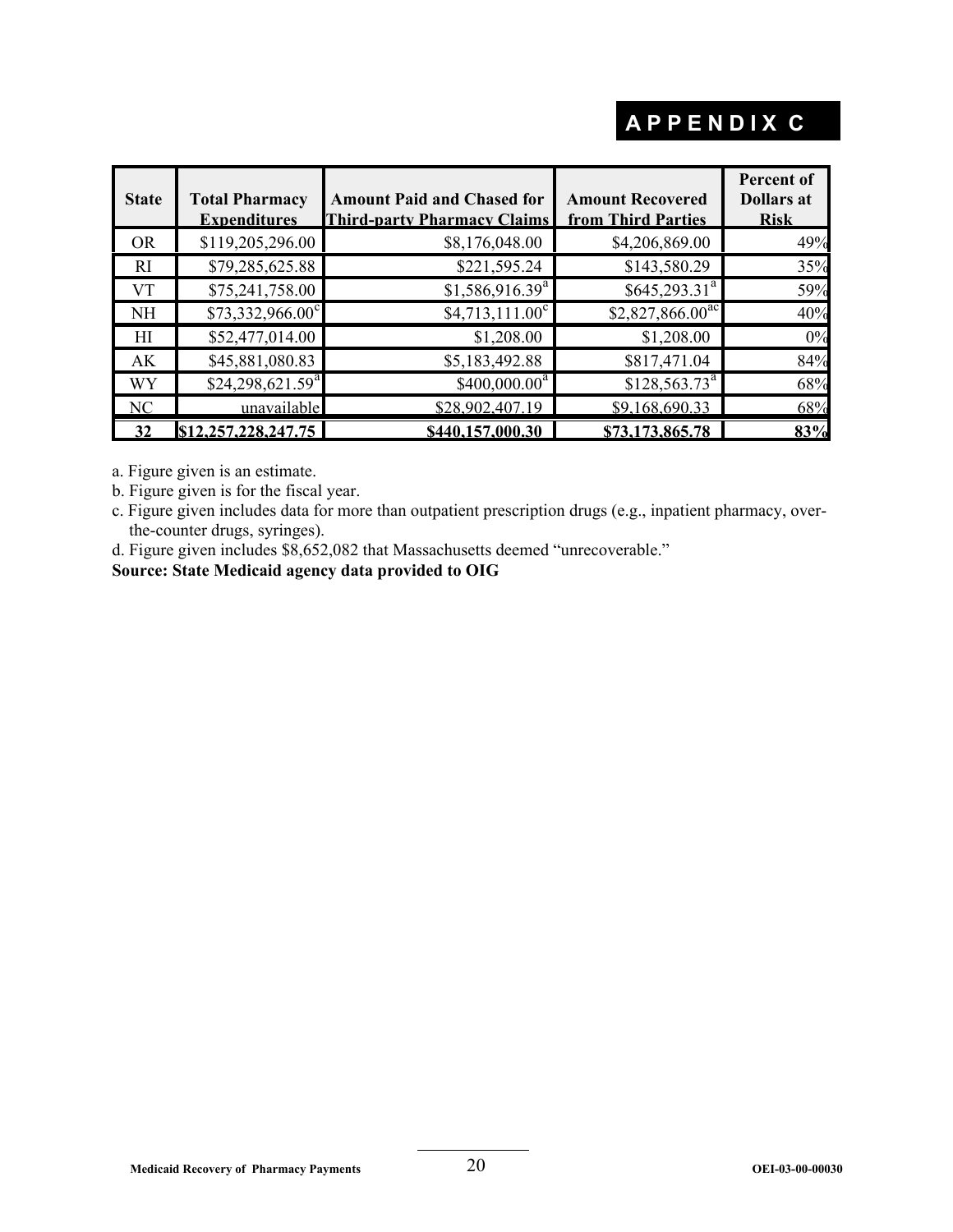# APPENDIX C

| State | Total Pharmacy Expenditures | Amount Paid and Chased for Third-party Pharmacy Claims | Amount Recovered from Third Parties | Percent of Dollars at Risk |
|---|---|---|---|---|
| OR | $119,205,296.00 | $8,176,048.00 | $4,206,869.00 | 49% |
| RI | $79,285,625.88 | $221,595.24 | $143,580.29 | 35% |
| VT | $75,241,758.00 | $1,586,916.39[a] | $645,293.31[a] | 59% |
| NH | $73,332,966.00[c] | $4,713,111.00[c] | $2,827,866.00[ac] | 40% |
| HI | $52,477,014.00 | $1,208.00 | $1,208.00 | 0% |
| AK | $45,881,080.83 | $5,183,492.88 | $817,471.04 | 84% |
| WY | $24,298,621.59[a] | $400,000.00[a] | $128,563.73[a] | 68% |
| NC | unavailable | $28,902,407.19 | $9,168,690.33 | 68% |
| **32** | **$12,257,228,247.75** | **$440,157,000.30** | **$73,173,865.78** | **83%** |

a. Figure given is an estimate.

b. Figure given is for the fiscal year.

c. Figure given includes data for more than outpatient prescription drugs (e.g., inpatient pharmacy, over-the-counter drugs, syringes).

d. Figure given includes $8,652,082 that Massachusetts deemed "unrecoverable."

**Source: State Medicaid agency data provided to OIG**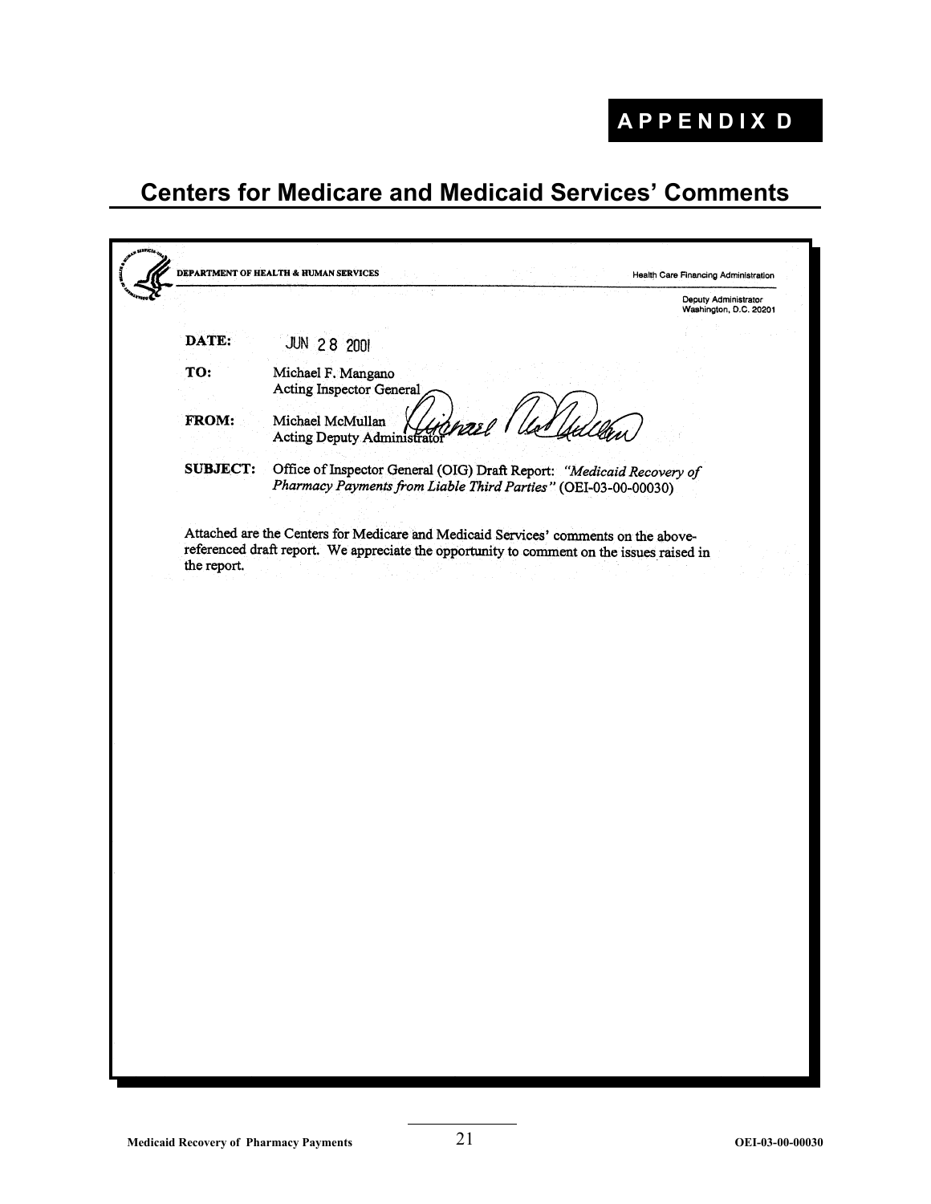# APPENDIX D

## Centers for Medicare and Medicaid Services' Comments

DEPARTMENT OF HEALTH & HUMAN SERVICES

Health Care Financing Administration

Deputy Administrator
Washington, D.C. 20201

**DATE:** JUN 28 2001

**TO:** Michael F. Mangano
Acting Inspector General

**FROM:** Michael McMullan
Acting Deputy Administrator

**SUBJECT:** Office of Inspector General (OIG) Draft Report: *"Medicaid Recovery of Pharmacy Payments from Liable Third Parties"* (OEI-03-00-00030)

Attached are the Centers for Medicare and Medicaid Services' comments on the above-referenced draft report. We appreciate the opportunity to comment on the issues raised in the report.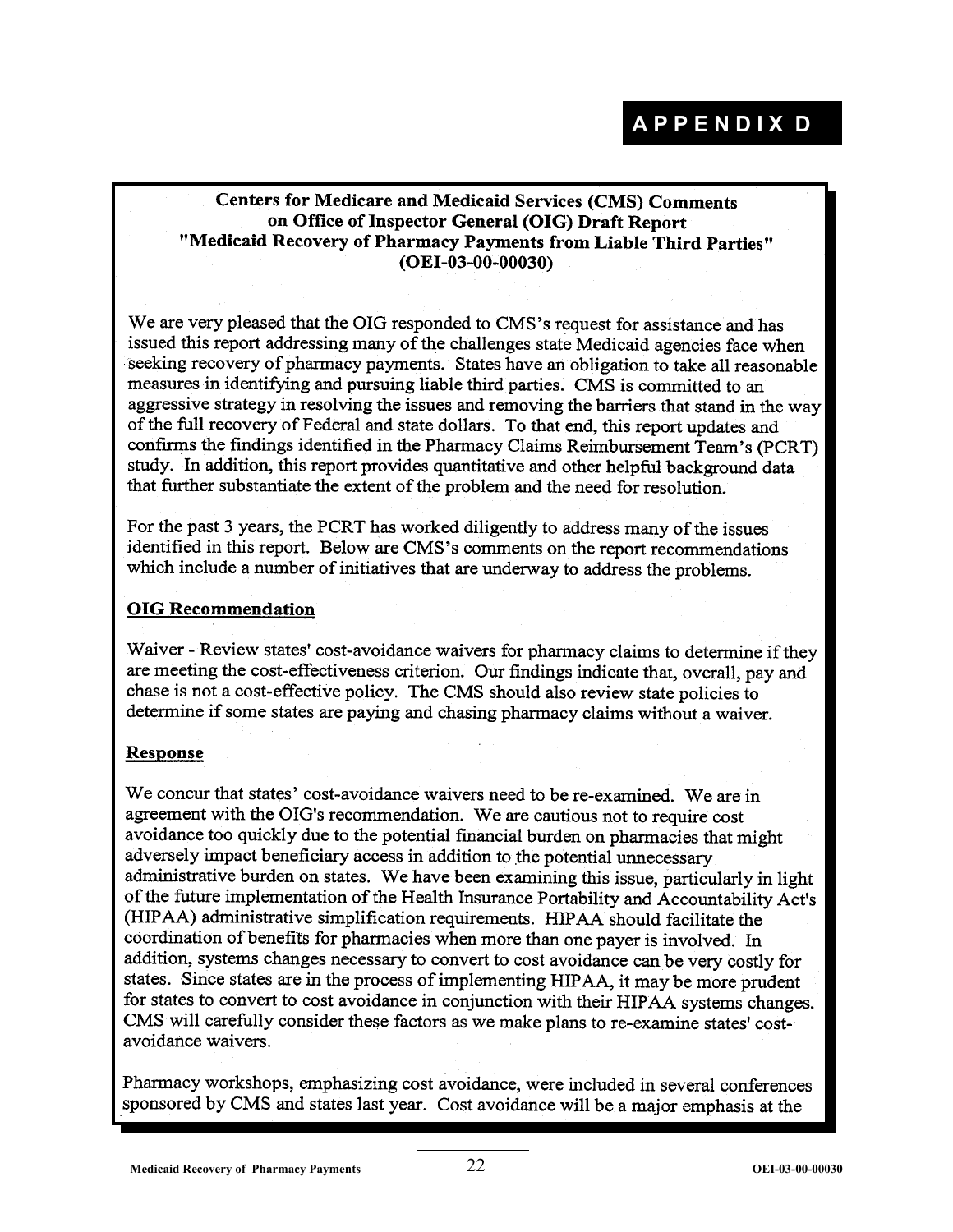# APPENDIX D

**Centers for Medicare and Medicaid Services (CMS) Comments on Office of Inspector General (OIG) Draft Report "Medicaid Recovery of Pharmacy Payments from Liable Third Parties" (OEI-03-00-00030)**

We are very pleased that the OIG responded to CMS's request for assistance and has issued this report addressing many of the challenges state Medicaid agencies face when seeking recovery of pharmacy payments. States have an obligation to take all reasonable measures in identifying and pursuing liable third parties. CMS is committed to an aggressive strategy in resolving the issues and removing the barriers that stand in the way of the full recovery of Federal and state dollars. To that end, this report updates and confirms the findings identified in the Pharmacy Claims Reimbursement Team's (PCRT) study. In addition, this report provides quantitative and other helpful background data that further substantiate the extent of the problem and the need for resolution.

For the past 3 years, the PCRT has worked diligently to address many of the issues identified in this report. Below are CMS's comments on the report recommendations which include a number of initiatives that are underway to address the problems.

**OIG Recommendation**

Waiver - Review states' cost-avoidance waivers for pharmacy claims to determine if they are meeting the cost-effectiveness criterion. Our findings indicate that, overall, pay and chase is not a cost-effective policy. The CMS should also review state policies to determine if some states are paying and chasing pharmacy claims without a waiver.

**Response**

We concur that states' cost-avoidance waivers need to be re-examined. We are in agreement with the OIG's recommendation. We are cautious not to require cost avoidance too quickly due to the potential financial burden on pharmacies that might adversely impact beneficiary access in addition to the potential unnecessary administrative burden on states. We have been examining this issue, particularly in light of the future implementation of the Health Insurance Portability and Accountability Act's (HIPAA) administrative simplification requirements. HIPAA should facilitate the coordination of benefits for pharmacies when more than one payer is involved. In addition, systems changes necessary to convert to cost avoidance can be very costly for states. Since states are in the process of implementing HIPAA, it may be more prudent for states to convert to cost avoidance in conjunction with their HIPAA systems changes. CMS will carefully consider these factors as we make plans to re-examine states' cost-avoidance waivers.

Pharmacy workshops, emphasizing cost avoidance, were included in several conferences sponsored by CMS and states last year. Cost avoidance will be a major emphasis at the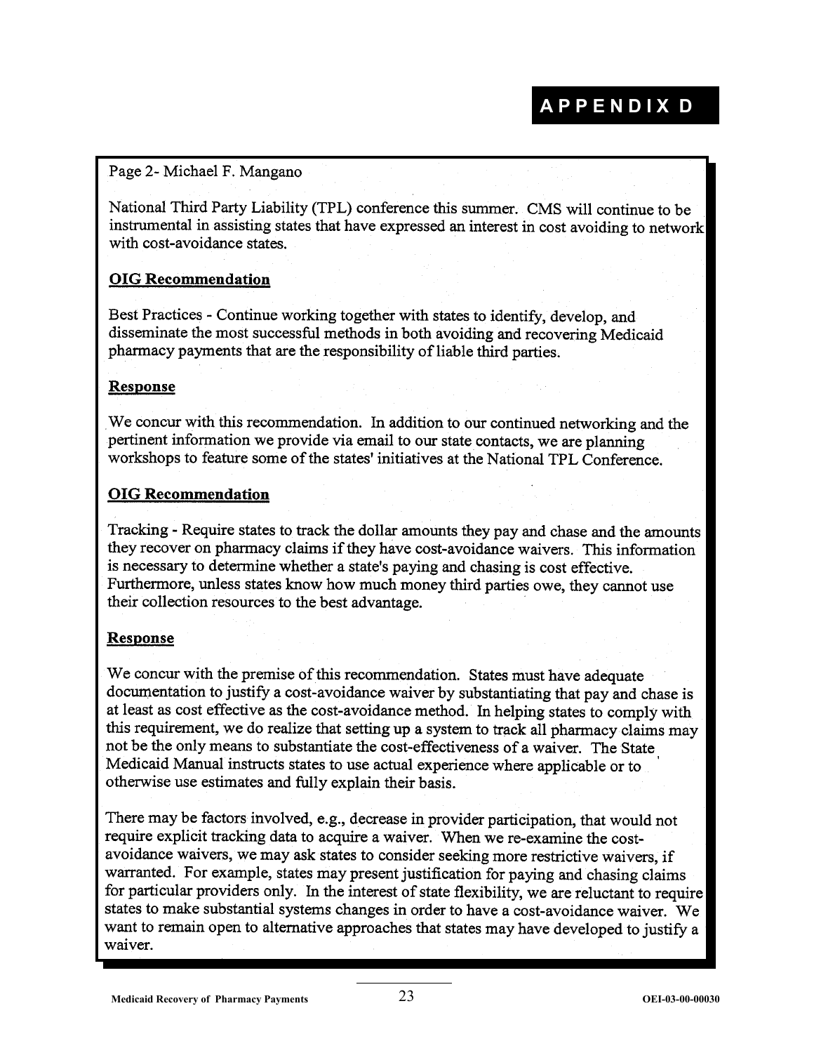# APPENDIX D

Page 2- Michael F. Mangano

National Third Party Liability (TPL) conference this summer. CMS will continue to be instrumental in assisting states that have expressed an interest in cost avoiding to network with cost-avoidance states.

**OIG Recommendation**

Best Practices - Continue working together with states to identify, develop, and disseminate the most successful methods in both avoiding and recovering Medicaid pharmacy payments that are the responsibility of liable third parties.

**Response**

We concur with this recommendation. In addition to our continued networking and the pertinent information we provide via email to our state contacts, we are planning workshops to feature some of the states' initiatives at the National TPL Conference.

**OIG Recommendation**

Tracking - Require states to track the dollar amounts they pay and chase and the amounts they recover on pharmacy claims if they have cost-avoidance waivers. This information is necessary to determine whether a state's paying and chasing is cost effective. Furthermore, unless states know how much money third parties owe, they cannot use their collection resources to the best advantage.

**Response**

We concur with the premise of this recommendation. States must have adequate documentation to justify a cost-avoidance waiver by substantiating that pay and chase is at least as cost effective as the cost-avoidance method. In helping states to comply with this requirement, we do realize that setting up a system to track all pharmacy claims may not be the only means to substantiate the cost-effectiveness of a waiver. The State Medicaid Manual instructs states to use actual experience where applicable or to otherwise use estimates and fully explain their basis.

There may be factors involved, e.g., decrease in provider participation, that would not require explicit tracking data to acquire a waiver. When we re-examine the cost-avoidance waivers, we may ask states to consider seeking more restrictive waivers, if warranted. For example, states may present justification for paying and chasing claims for particular providers only. In the interest of state flexibility, we are reluctant to require states to make substantial systems changes in order to have a cost-avoidance waiver. We want to remain open to alternative approaches that states may have developed to justify a waiver.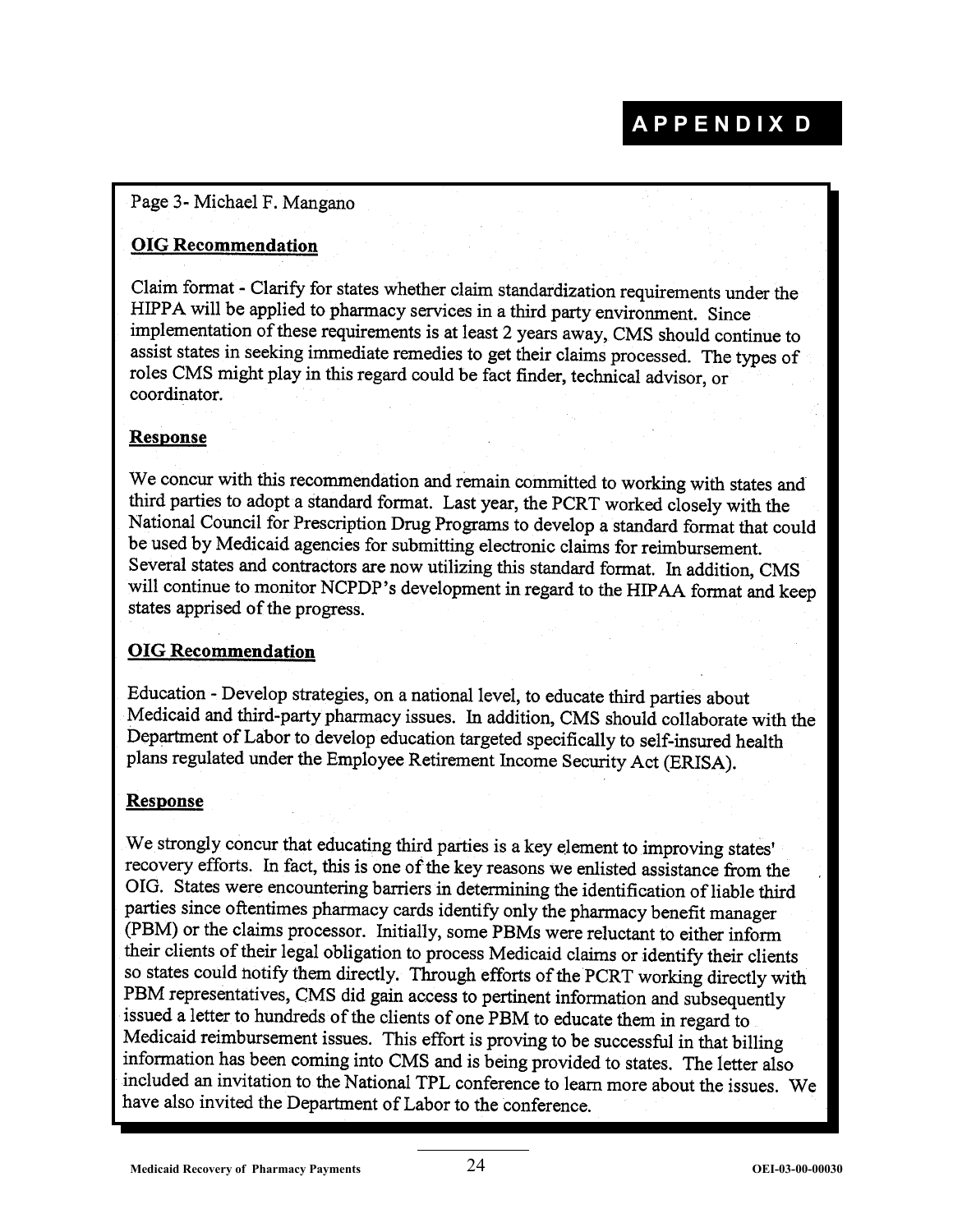# APPENDIX D

Page 3- Michael F. Mangano

**OIG Recommendation**

Claim format - Clarify for states whether claim standardization requirements under the HIPPA will be applied to pharmacy services in a third party environment. Since implementation of these requirements is at least 2 years away, CMS should continue to assist states in seeking immediate remedies to get their claims processed. The types of roles CMS might play in this regard could be fact finder, technical advisor, or coordinator.

**Response**

We concur with this recommendation and remain committed to working with states and third parties to adopt a standard format. Last year, the PCRT worked closely with the National Council for Prescription Drug Programs to develop a standard format that could be used by Medicaid agencies for submitting electronic claims for reimbursement. Several states and contractors are now utilizing this standard format. In addition, CMS will continue to monitor NCPDP's development in regard to the HIPAA format and keep states apprised of the progress.

**OIG Recommendation**

Education - Develop strategies, on a national level, to educate third parties about Medicaid and third-party pharmacy issues. In addition, CMS should collaborate with the Department of Labor to develop education targeted specifically to self-insured health plans regulated under the Employee Retirement Income Security Act (ERISA).

**Response**

We strongly concur that educating third parties is a key element to improving states' recovery efforts. In fact, this is one of the key reasons we enlisted assistance from the OIG. States were encountering barriers in determining the identification of liable third parties since oftentimes pharmacy cards identify only the pharmacy benefit manager (PBM) or the claims processor. Initially, some PBMs were reluctant to either inform their clients of their legal obligation to process Medicaid claims or identify their clients so states could notify them directly. Through efforts of the PCRT working directly with PBM representatives, CMS did gain access to pertinent information and subsequently issued a letter to hundreds of the clients of one PBM to educate them in regard to Medicaid reimbursement issues. This effort is proving to be successful in that billing information has been coming into CMS and is being provided to states. The letter also included an invitation to the National TPL conference to learn more about the issues. We have also invited the Department of Labor to the conference.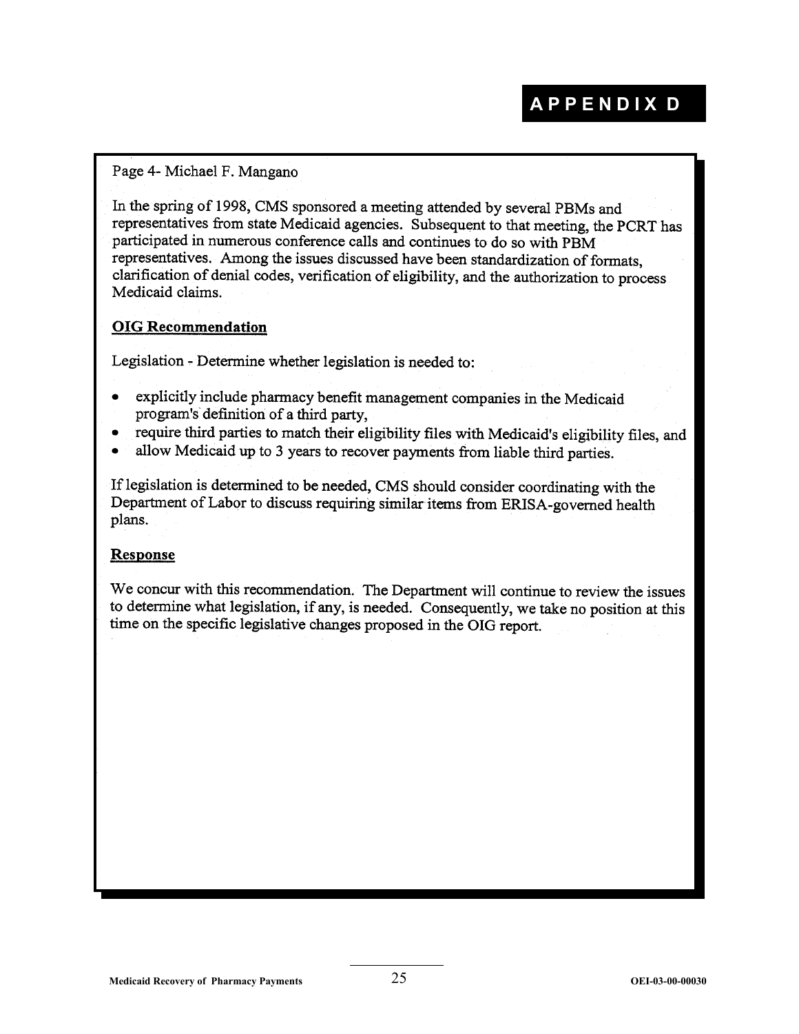# APPENDIX D

Page 4- Michael F. Mangano

In the spring of 1998, CMS sponsored a meeting attended by several PBMs and representatives from state Medicaid agencies. Subsequent to that meeting, the PCRT has participated in numerous conference calls and continues to do so with PBM representatives. Among the issues discussed have been standardization of formats, clarification of denial codes, verification of eligibility, and the authorization to process Medicaid claims.

**OIG Recommendation**

Legislation - Determine whether legislation is needed to:

- explicitly include pharmacy benefit management companies in the Medicaid program's definition of a third party,
- require third parties to match their eligibility files with Medicaid's eligibility files, and
- allow Medicaid up to 3 years to recover payments from liable third parties.

If legislation is determined to be needed, CMS should consider coordinating with the Department of Labor to discuss requiring similar items from ERISA-governed health plans.

**Response**

We concur with this recommendation. The Department will continue to review the issues to determine what legislation, if any, is needed. Consequently, we take no position at this time on the specific legislative changes proposed in the OIG report.